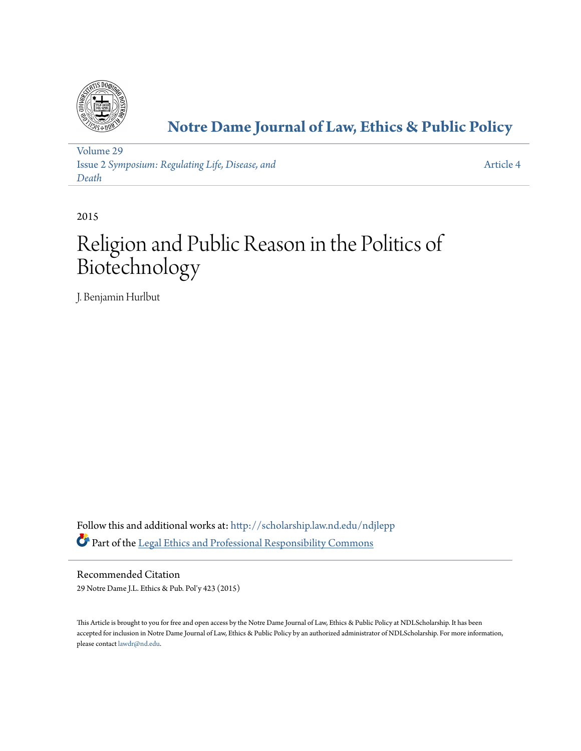# Notre Dame Journal of Law, Ethics & Public Policy

Volume 29
Issue 2 *Symposium: Regulating Life, Disease, and Death*

Article 4

2015

# Religion and Public Reason in the Politics of Biotechnology

J. Benjamin Hurlbut

Follow this and additional works at: http://scholarship.law.nd.edu/ndjlepp

Part of the Legal Ethics and Professional Responsibility Commons

## Recommended Citation

29 Notre Dame J.L. Ethics & Pub. Pol'y 423 (2015)

This Article is brought to you for free and open access by the Notre Dame Journal of Law, Ethics & Public Policy at NDLScholarship. It has been accepted for inclusion in Notre Dame Journal of Law, Ethics & Public Policy by an authorized administrator of NDLScholarship. For more information, please contact lawdr@nd.edu.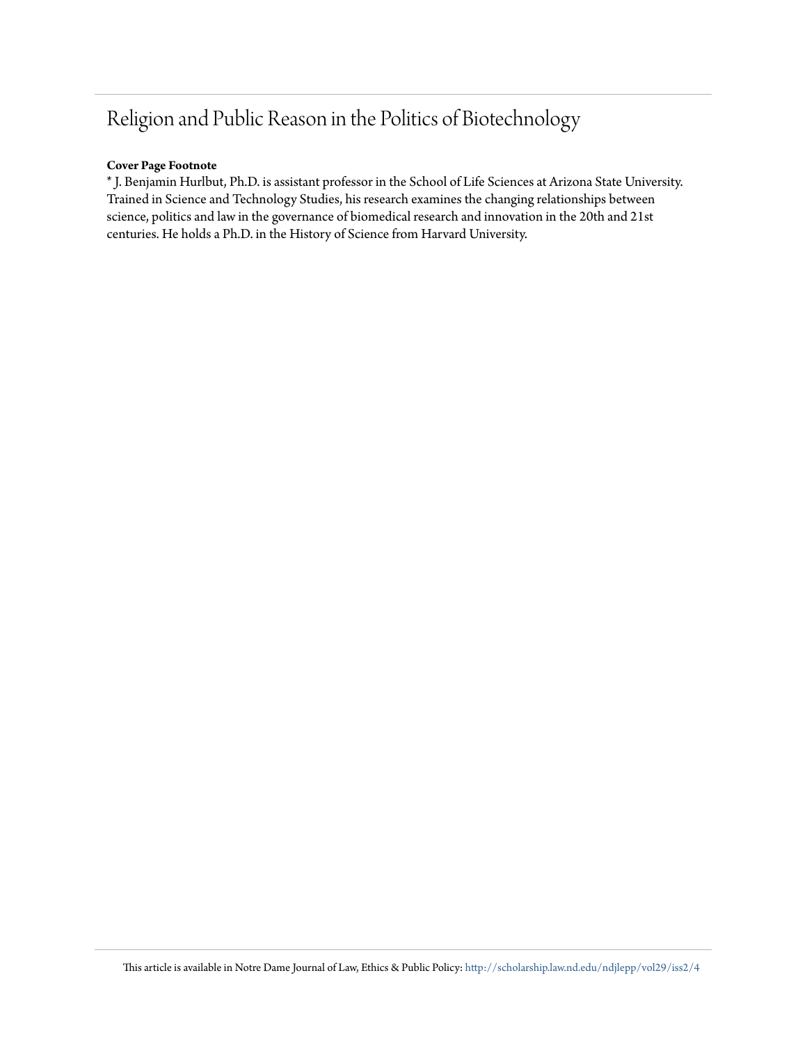# Religion and Public Reason in the Politics of Biotechnology

**Cover Page Footnote**

* J. Benjamin Hurlbut, Ph.D. is assistant professor in the School of Life Sciences at Arizona State University. Trained in Science and Technology Studies, his research examines the changing relationships between science, politics and law in the governance of biomedical research and innovation in the 20th and 21st centuries. He holds a Ph.D. in the History of Science from Harvard University.

This article is available in Notre Dame Journal of Law, Ethics & Public Policy: http://scholarship.law.nd.edu/ndjlepp/vol29/iss2/4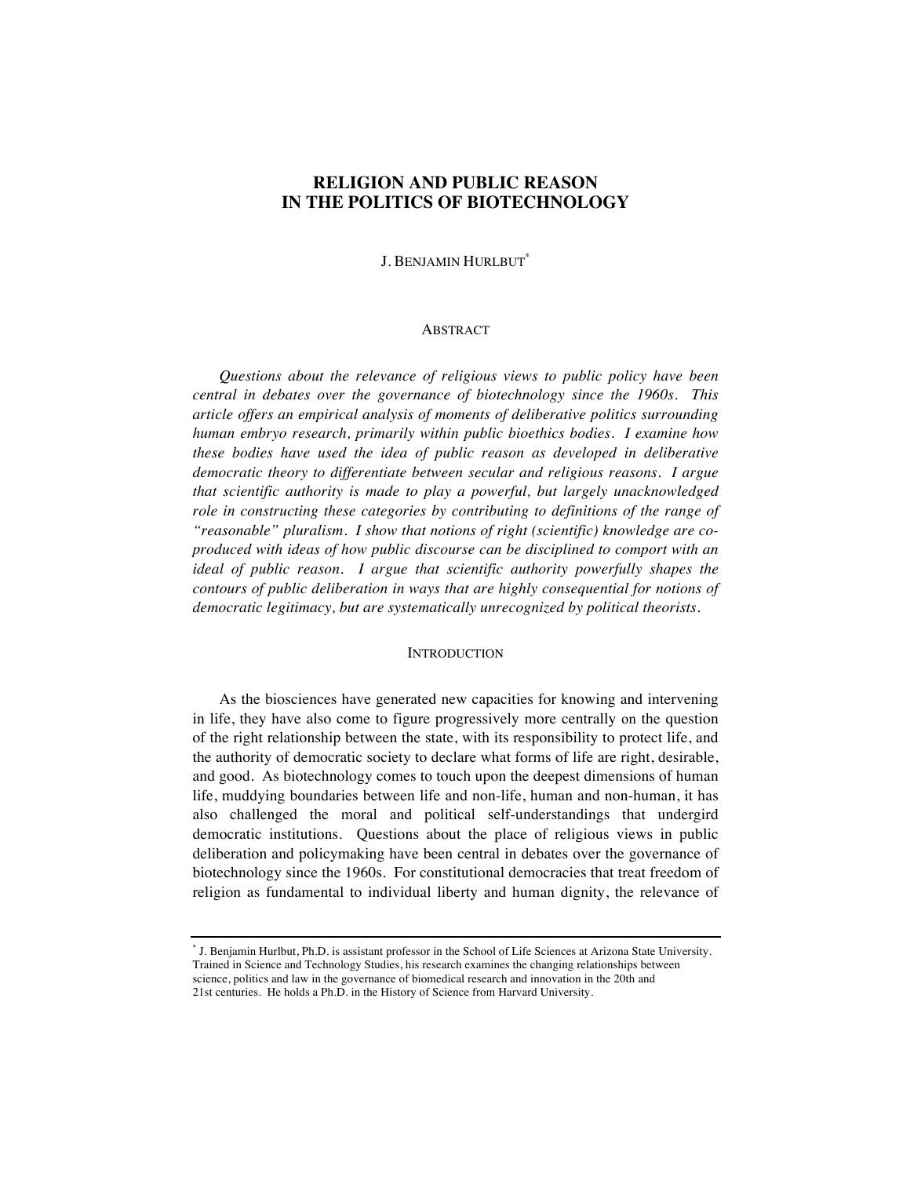# RELIGION AND PUBLIC REASON IN THE POLITICS OF BIOTECHNOLOGY

J. BENJAMIN HURLBUT[*]

## ABSTRACT

*Questions about the relevance of religious views to public policy have been central in debates over the governance of biotechnology since the 1960s. This article offers an empirical analysis of moments of deliberative politics surrounding human embryo research, primarily within public bioethics bodies. I examine how these bodies have used the idea of public reason as developed in deliberative democratic theory to differentiate between secular and religious reasons. I argue that scientific authority is made to play a powerful, but largely unacknowledged role in constructing these categories by contributing to definitions of the range of "reasonable" pluralism. I show that notions of right (scientific) knowledge are co-produced with ideas of how public discourse can be disciplined to comport with an ideal of public reason. I argue that scientific authority powerfully shapes the contours of public deliberation in ways that are highly consequential for notions of democratic legitimacy, but are systematically unrecognized by political theorists.*

## INTRODUCTION

As the biosciences have generated new capacities for knowing and intervening in life, they have also come to figure progressively more centrally on the question of the right relationship between the state, with its responsibility to protect life, and the authority of democratic society to declare what forms of life are right, desirable, and good. As biotechnology comes to touch upon the deepest dimensions of human life, muddying boundaries between life and non-life, human and non-human, it has also challenged the moral and political self-understandings that undergird democratic institutions. Questions about the place of religious views in public deliberation and policymaking have been central in debates over the governance of biotechnology since the 1960s. For constitutional democracies that treat freedom of religion as fundamental to individual liberty and human dignity, the relevance of

---

[*] J. Benjamin Hurlbut, Ph.D. is assistant professor in the School of Life Sciences at Arizona State University. Trained in Science and Technology Studies, his research examines the changing relationships between science, politics and law in the governance of biomedical research and innovation in the 20th and 21st centuries. He holds a Ph.D. in the History of Science from Harvard University.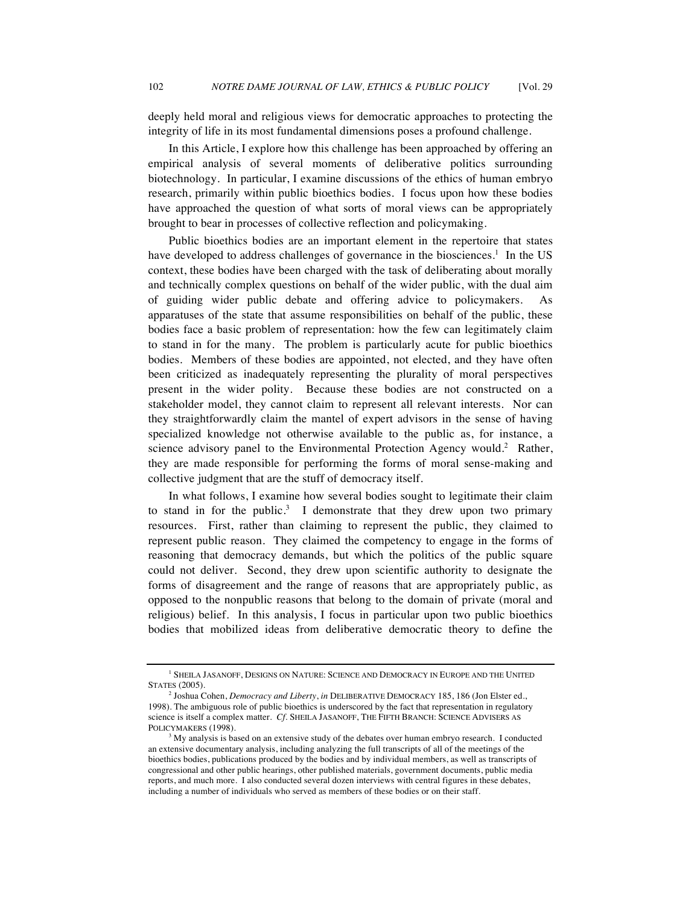deeply held moral and religious views for democratic approaches to protecting the integrity of life in its most fundamental dimensions poses a profound challenge.

In this Article, I explore how this challenge has been approached by offering an empirical analysis of several moments of deliberative politics surrounding biotechnology. In particular, I examine discussions of the ethics of human embryo research, primarily within public bioethics bodies. I focus upon how these bodies have approached the question of what sorts of moral views can be appropriately brought to bear in processes of collective reflection and policymaking.

Public bioethics bodies are an important element in the repertoire that states have developed to address challenges of governance in the biosciences.[1] In the US context, these bodies have been charged with the task of deliberating about morally and technically complex questions on behalf of the wider public, with the dual aim of guiding wider public debate and offering advice to policymakers. As apparatuses of the state that assume responsibilities on behalf of the public, these bodies face a basic problem of representation: how the few can legitimately claim to stand in for the many. The problem is particularly acute for public bioethics bodies. Members of these bodies are appointed, not elected, and they have often been criticized as inadequately representing the plurality of moral perspectives present in the wider polity. Because these bodies are not constructed on a stakeholder model, they cannot claim to represent all relevant interests. Nor can they straightforwardly claim the mantel of expert advisors in the sense of having specialized knowledge not otherwise available to the public as, for instance, a science advisory panel to the Environmental Protection Agency would.[2] Rather, they are made responsible for performing the forms of moral sense-making and collective judgment that are the stuff of democracy itself.

In what follows, I examine how several bodies sought to legitimate their claim to stand in for the public.[3] I demonstrate that they drew upon two primary resources. First, rather than claiming to represent the public, they claimed to represent public reason. They claimed the competency to engage in the forms of reasoning that democracy demands, but which the politics of the public square could not deliver. Second, they drew upon scientific authority to designate the forms of disagreement and the range of reasons that are appropriately public, as opposed to the nonpublic reasons that belong to the domain of private (moral and religious) belief. In this analysis, I focus in particular upon two public bioethics bodies that mobilized ideas from deliberative democratic theory to define the

---

[1] SHEILA JASANOFF, DESIGNS ON NATURE: SCIENCE AND DEMOCRACY IN EUROPE AND THE UNITED STATES (2005).

[2] Joshua Cohen, *Democracy and Liberty*, *in* DELIBERATIVE DEMOCRACY 185, 186 (Jon Elster ed., 1998). The ambiguous role of public bioethics is underscored by the fact that representation in regulatory science is itself a complex matter. *Cf*. SHEILA JASANOFF, THE FIFTH BRANCH: SCIENCE ADVISERS AS POLICYMAKERS (1998).

[3] My analysis is based on an extensive study of the debates over human embryo research. I conducted an extensive documentary analysis, including analyzing the full transcripts of all of the meetings of the bioethics bodies, publications produced by the bodies and by individual members, as well as transcripts of congressional and other public hearings, other published materials, government documents, public media reports, and much more. I also conducted several dozen interviews with central figures in these debates, including a number of individuals who served as members of these bodies or on their staff.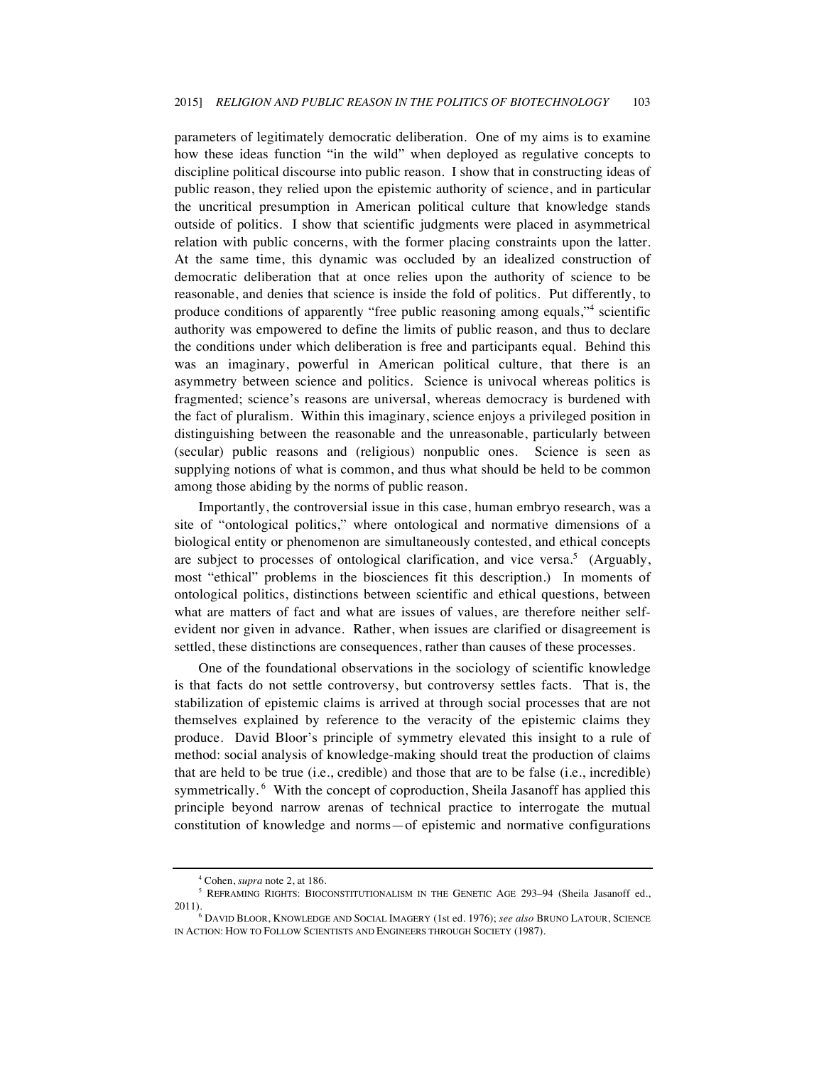parameters of legitimately democratic deliberation. One of my aims is to examine how these ideas function "in the wild" when deployed as regulative concepts to discipline political discourse into public reason. I show that in constructing ideas of public reason, they relied upon the epistemic authority of science, and in particular the uncritical presumption in American political culture that knowledge stands outside of politics. I show that scientific judgments were placed in asymmetrical relation with public concerns, with the former placing constraints upon the latter. At the same time, this dynamic was occluded by an idealized construction of democratic deliberation that at once relies upon the authority of science to be reasonable, and denies that science is inside the fold of politics. Put differently, to produce conditions of apparently "free public reasoning among equals,"[4] scientific authority was empowered to define the limits of public reason, and thus to declare the conditions under which deliberation is free and participants equal. Behind this was an imaginary, powerful in American political culture, that there is an asymmetry between science and politics. Science is univocal whereas politics is fragmented; science's reasons are universal, whereas democracy is burdened with the fact of pluralism. Within this imaginary, science enjoys a privileged position in distinguishing between the reasonable and the unreasonable, particularly between (secular) public reasons and (religious) nonpublic ones. Science is seen as supplying notions of what is common, and thus what should be held to be common among those abiding by the norms of public reason.

Importantly, the controversial issue in this case, human embryo research, was a site of "ontological politics," where ontological and normative dimensions of a biological entity or phenomenon are simultaneously contested, and ethical concepts are subject to processes of ontological clarification, and vice versa.[5] (Arguably, most "ethical" problems in the biosciences fit this description.) In moments of ontological politics, distinctions between scientific and ethical questions, between what are matters of fact and what are issues of values, are therefore neither self-evident nor given in advance. Rather, when issues are clarified or disagreement is settled, these distinctions are consequences, rather than causes of these processes.

One of the foundational observations in the sociology of scientific knowledge is that facts do not settle controversy, but controversy settles facts. That is, the stabilization of epistemic claims is arrived at through social processes that are not themselves explained by reference to the veracity of the epistemic claims they produce. David Bloor's principle of symmetry elevated this insight to a rule of method: social analysis of knowledge-making should treat the production of claims that are held to be true (i.e., credible) and those that are to be false (i.e., incredible) symmetrically.[6] With the concept of coproduction, Sheila Jasanoff has applied this principle beyond narrow arenas of technical practice to interrogate the mutual constitution of knowledge and norms—of epistemic and normative configurations

---

[4] Cohen, *supra* note 2, at 186.

[5] REFRAMING RIGHTS: BIOCONSTITUTIONALISM IN THE GENETIC AGE 293–94 (Sheila Jasanoff ed., 2011).

[6] DAVID BLOOR, KNOWLEDGE AND SOCIAL IMAGERY (1st ed. 1976); *see also* BRUNO LATOUR, SCIENCE IN ACTION: HOW TO FOLLOW SCIENTISTS AND ENGINEERS THROUGH SOCIETY (1987).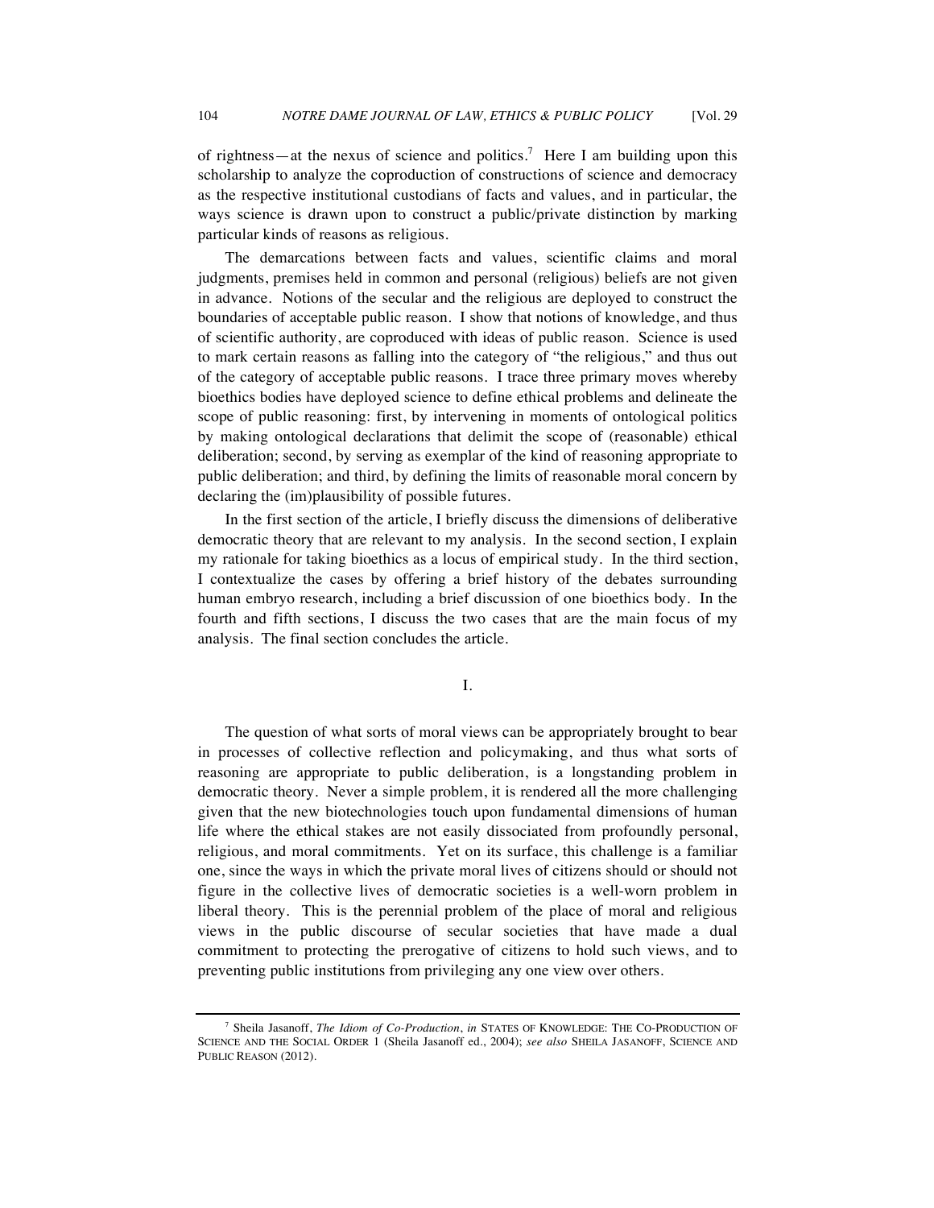of rightness—at the nexus of science and politics.[7] Here I am building upon this scholarship to analyze the coproduction of constructions of science and democracy as the respective institutional custodians of facts and values, and in particular, the ways science is drawn upon to construct a public/private distinction by marking particular kinds of reasons as religious.

The demarcations between facts and values, scientific claims and moral judgments, premises held in common and personal (religious) beliefs are not given in advance. Notions of the secular and the religious are deployed to construct the boundaries of acceptable public reason. I show that notions of knowledge, and thus of scientific authority, are coproduced with ideas of public reason. Science is used to mark certain reasons as falling into the category of "the religious," and thus out of the category of acceptable public reasons. I trace three primary moves whereby bioethics bodies have deployed science to define ethical problems and delineate the scope of public reasoning: first, by intervening in moments of ontological politics by making ontological declarations that delimit the scope of (reasonable) ethical deliberation; second, by serving as exemplar of the kind of reasoning appropriate to public deliberation; and third, by defining the limits of reasonable moral concern by declaring the (im)plausibility of possible futures.

In the first section of the article, I briefly discuss the dimensions of deliberative democratic theory that are relevant to my analysis. In the second section, I explain my rationale for taking bioethics as a locus of empirical study. In the third section, I contextualize the cases by offering a brief history of the debates surrounding human embryo research, including a brief discussion of one bioethics body. In the fourth and fifth sections, I discuss the two cases that are the main focus of my analysis. The final section concludes the article.

## I.

The question of what sorts of moral views can be appropriately brought to bear in processes of collective reflection and policymaking, and thus what sorts of reasoning are appropriate to public deliberation, is a longstanding problem in democratic theory. Never a simple problem, it is rendered all the more challenging given that the new biotechnologies touch upon fundamental dimensions of human life where the ethical stakes are not easily dissociated from profoundly personal, religious, and moral commitments. Yet on its surface, this challenge is a familiar one, since the ways in which the private moral lives of citizens should or should not figure in the collective lives of democratic societies is a well-worn problem in liberal theory. This is the perennial problem of the place of moral and religious views in the public discourse of secular societies that have made a dual commitment to protecting the prerogative of citizens to hold such views, and to preventing public institutions from privileging any one view over others.

---

[7] Sheila Jasanoff, *The Idiom of Co-Production*, *in* STATES OF KNOWLEDGE: THE CO-PRODUCTION OF SCIENCE AND THE SOCIAL ORDER 1 (Sheila Jasanoff ed., 2004); *see also* SHEILA JASANOFF, SCIENCE AND PUBLIC REASON (2012).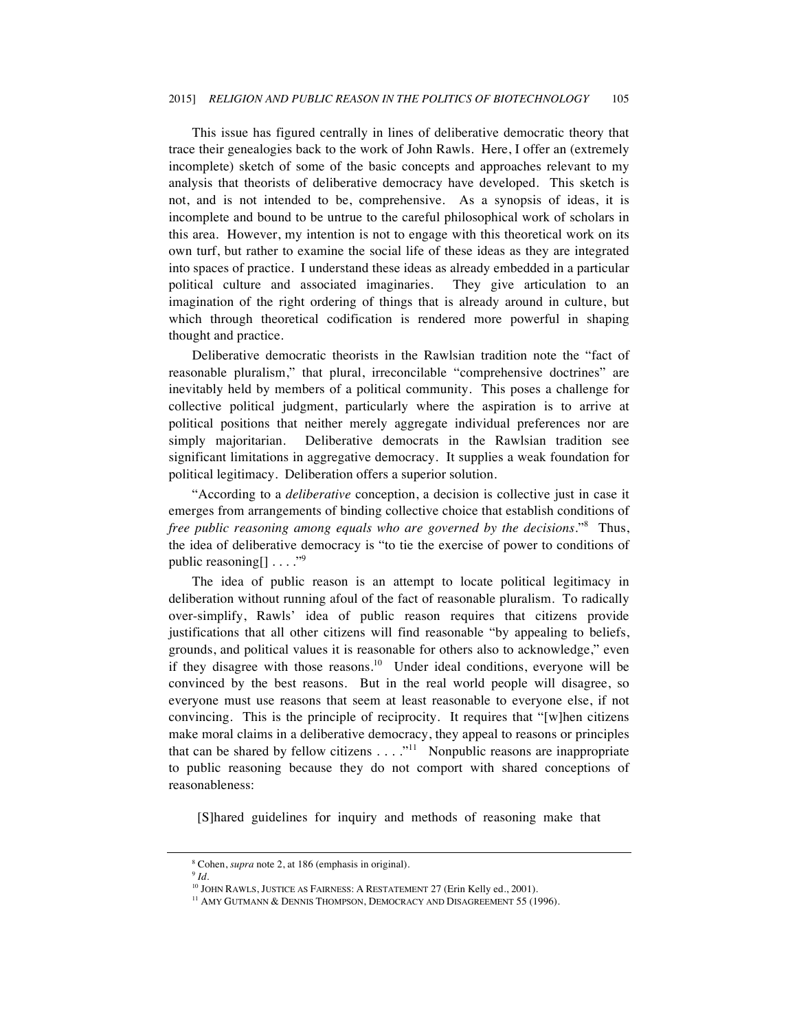This issue has figured centrally in lines of deliberative democratic theory that trace their genealogies back to the work of John Rawls. Here, I offer an (extremely incomplete) sketch of some of the basic concepts and approaches relevant to my analysis that theorists of deliberative democracy have developed. This sketch is not, and is not intended to be, comprehensive. As a synopsis of ideas, it is incomplete and bound to be untrue to the careful philosophical work of scholars in this area. However, my intention is not to engage with this theoretical work on its own turf, but rather to examine the social life of these ideas as they are integrated into spaces of practice. I understand these ideas as already embedded in a particular political culture and associated imaginaries. They give articulation to an imagination of the right ordering of things that is already around in culture, but which through theoretical codification is rendered more powerful in shaping thought and practice.

Deliberative democratic theorists in the Rawlsian tradition note the "fact of reasonable pluralism," that plural, irreconcilable "comprehensive doctrines" are inevitably held by members of a political community. This poses a challenge for collective political judgment, particularly where the aspiration is to arrive at political positions that neither merely aggregate individual preferences nor are simply majoritarian. Deliberative democrats in the Rawlsian tradition see significant limitations in aggregative democracy. It supplies a weak foundation for political legitimacy. Deliberation offers a superior solution.

"According to a *deliberative* conception, a decision is collective just in case it emerges from arrangements of binding collective choice that establish conditions of *free public reasoning among equals who are governed by the decisions*."[8] Thus, the idea of deliberative democracy is "to tie the exercise of power to conditions of public reasoning[] . . . ."[9]

The idea of public reason is an attempt to locate political legitimacy in deliberation without running afoul of the fact of reasonable pluralism. To radically over-simplify, Rawls' idea of public reason requires that citizens provide justifications that all other citizens will find reasonable "by appealing to beliefs, grounds, and political values it is reasonable for others also to acknowledge," even if they disagree with those reasons.[10] Under ideal conditions, everyone will be convinced by the best reasons. But in the real world people will disagree, so everyone must use reasons that seem at least reasonable to everyone else, if not convincing. This is the principle of reciprocity. It requires that "[w]hen citizens make moral claims in a deliberative democracy, they appeal to reasons or principles that can be shared by fellow citizens . . . ."[11] Nonpublic reasons are inappropriate to public reasoning because they do not comport with shared conceptions of reasonableness:

> [S]hared guidelines for inquiry and methods of reasoning make that

---

[8] Cohen, *supra* note 2, at 186 (emphasis in original).

[9] *Id.*

[10] JOHN RAWLS, JUSTICE AS FAIRNESS: A RESTATEMENT 27 (Erin Kelly ed., 2001).

[11] AMY GUTMANN & DENNIS THOMPSON, DEMOCRACY AND DISAGREEMENT 55 (1996).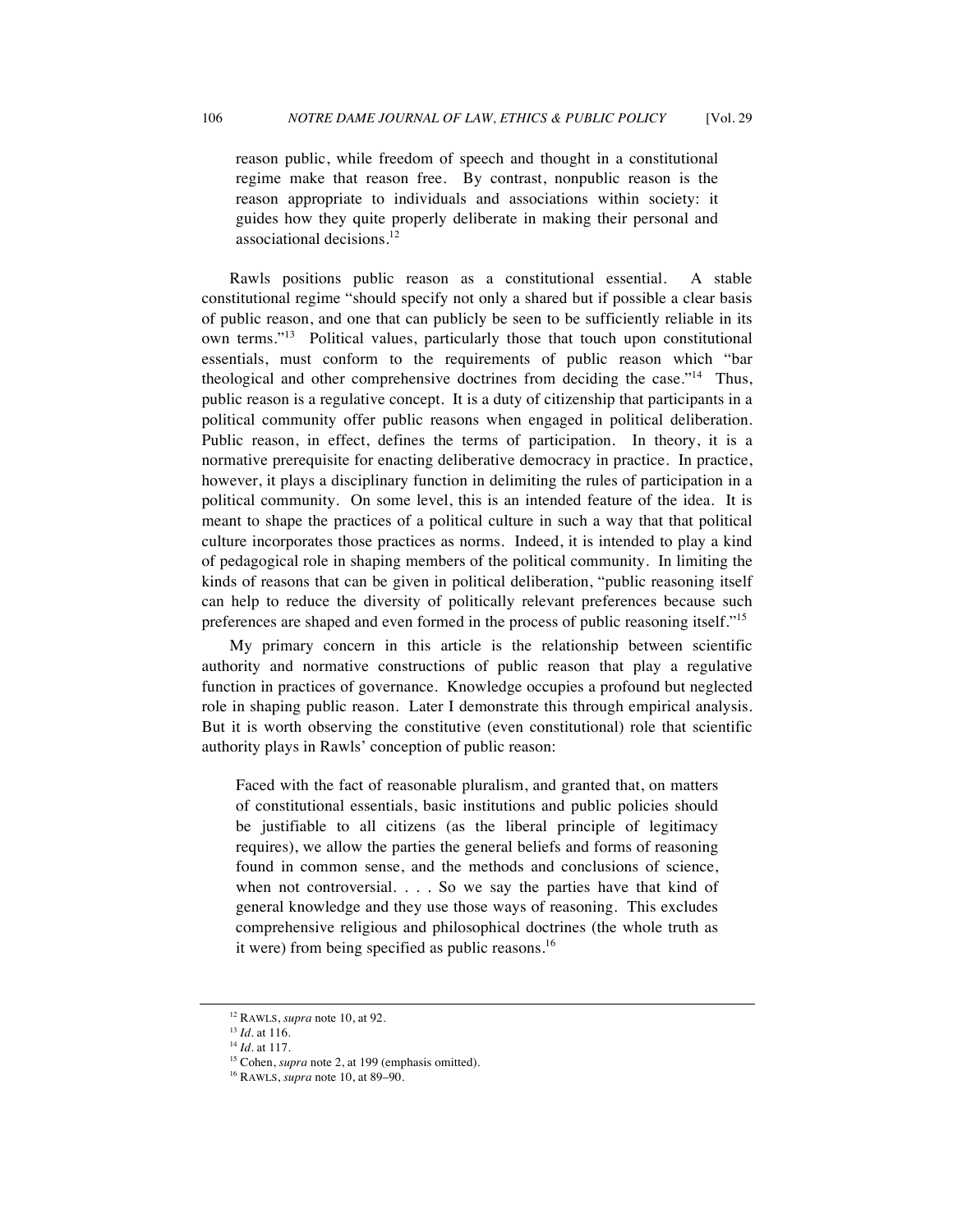> reason public, while freedom of speech and thought in a constitutional regime make that reason free. By contrast, nonpublic reason is the reason appropriate to individuals and associations within society: it guides how they quite properly deliberate in making their personal and associational decisions.[12]

Rawls positions public reason as a constitutional essential. A stable constitutional regime "should specify not only a shared but if possible a clear basis of public reason, and one that can publicly be seen to be sufficiently reliable in its own terms."[13] Political values, particularly those that touch upon constitutional essentials, must conform to the requirements of public reason which "bar theological and other comprehensive doctrines from deciding the case."[14] Thus, public reason is a regulative concept. It is a duty of citizenship that participants in a political community offer public reasons when engaged in political deliberation. Public reason, in effect, defines the terms of participation. In theory, it is a normative prerequisite for enacting deliberative democracy in practice. In practice, however, it plays a disciplinary function in delimiting the rules of participation in a political community. On some level, this is an intended feature of the idea. It is meant to shape the practices of a political culture in such a way that that political culture incorporates those practices as norms. Indeed, it is intended to play a kind of pedagogical role in shaping members of the political community. In limiting the kinds of reasons that can be given in political deliberation, "public reasoning itself can help to reduce the diversity of politically relevant preferences because such preferences are shaped and even formed in the process of public reasoning itself."[15]

My primary concern in this article is the relationship between scientific authority and normative constructions of public reason that play a regulative function in practices of governance. Knowledge occupies a profound but neglected role in shaping public reason. Later I demonstrate this through empirical analysis. But it is worth observing the constitutive (even constitutional) role that scientific authority plays in Rawls' conception of public reason:

> Faced with the fact of reasonable pluralism, and granted that, on matters of constitutional essentials, basic institutions and public policies should be justifiable to all citizens (as the liberal principle of legitimacy requires), we allow the parties the general beliefs and forms of reasoning found in common sense, and the methods and conclusions of science, when not controversial. . . . So we say the parties have that kind of general knowledge and they use those ways of reasoning. This excludes comprehensive religious and philosophical doctrines (the whole truth as it were) from being specified as public reasons.[16]

---

[12] RAWLS, *supra* note 10, at 92.
[13] *Id.* at 116.
[14] *Id.* at 117.
[15] Cohen, *supra* note 2, at 199 (emphasis omitted).
[16] RAWLS, *supra* note 10, at 89–90.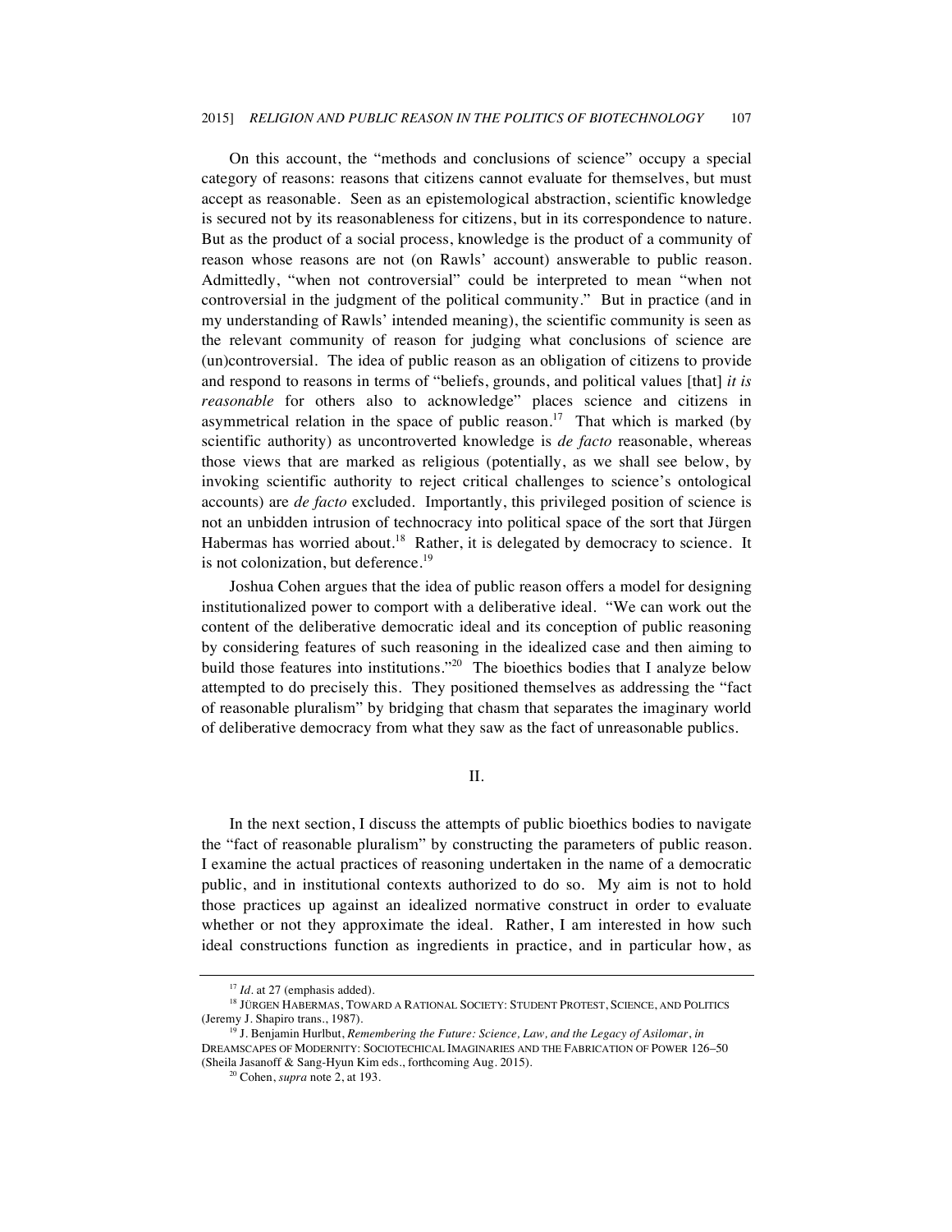On this account, the "methods and conclusions of science" occupy a special category of reasons: reasons that citizens cannot evaluate for themselves, but must accept as reasonable. Seen as an epistemological abstraction, scientific knowledge is secured not by its reasonableness for citizens, but in its correspondence to nature. But as the product of a social process, knowledge is the product of a community of reason whose reasons are not (on Rawls' account) answerable to public reason. Admittedly, "when not controversial" could be interpreted to mean "when not controversial in the judgment of the political community." But in practice (and in my understanding of Rawls' intended meaning), the scientific community is seen as the relevant community of reason for judging what conclusions of science are (un)controversial. The idea of public reason as an obligation of citizens to provide and respond to reasons in terms of "beliefs, grounds, and political values [that] *it is reasonable* for others also to acknowledge" places science and citizens in asymmetrical relation in the space of public reason.[17] That which is marked (by scientific authority) as uncontroverted knowledge is *de facto* reasonable, whereas those views that are marked as religious (potentially, as we shall see below, by invoking scientific authority to reject critical challenges to science's ontological accounts) are *de facto* excluded. Importantly, this privileged position of science is not an unbidden intrusion of technocracy into political space of the sort that Jürgen Habermas has worried about.[18] Rather, it is delegated by democracy to science. It is not colonization, but deference.[19]

Joshua Cohen argues that the idea of public reason offers a model for designing institutionalized power to comport with a deliberative ideal. "We can work out the content of the deliberative democratic ideal and its conception of public reasoning by considering features of such reasoning in the idealized case and then aiming to build those features into institutions."[20] The bioethics bodies that I analyze below attempted to do precisely this. They positioned themselves as addressing the "fact of reasonable pluralism" by bridging that chasm that separates the imaginary world of deliberative democracy from what they saw as the fact of unreasonable publics.

## II.

In the next section, I discuss the attempts of public bioethics bodies to navigate the "fact of reasonable pluralism" by constructing the parameters of public reason. I examine the actual practices of reasoning undertaken in the name of a democratic public, and in institutional contexts authorized to do so. My aim is not to hold those practices up against an idealized normative construct in order to evaluate whether or not they approximate the ideal. Rather, I am interested in how such ideal constructions function as ingredients in practice, and in particular how, as

---

[17] *Id.* at 27 (emphasis added).

[18] JÜRGEN HABERMAS, TOWARD A RATIONAL SOCIETY: STUDENT PROTEST, SCIENCE, AND POLITICS (Jeremy J. Shapiro trans., 1987).

[19] J. Benjamin Hurlbut, *Remembering the Future: Science, Law, and the Legacy of Asilomar*, *in* DREAMSCAPES OF MODERNITY: SOCIOTECHICAL IMAGINARIES AND THE FABRICATION OF POWER 126–50 (Sheila Jasanoff & Sang-Hyun Kim eds., forthcoming Aug. 2015).

[20] Cohen, *supra* note 2, at 193.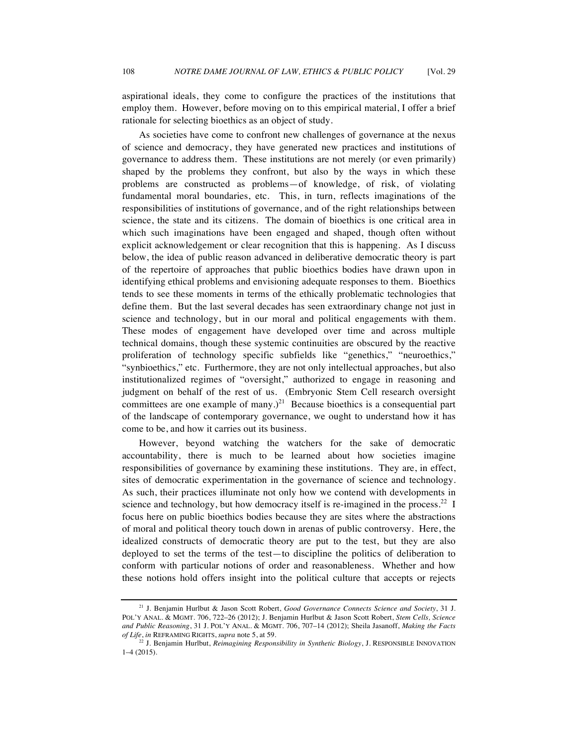aspirational ideals, they come to configure the practices of the institutions that employ them. However, before moving on to this empirical material, I offer a brief rationale for selecting bioethics as an object of study.

As societies have come to confront new challenges of governance at the nexus of science and democracy, they have generated new practices and institutions of governance to address them. These institutions are not merely (or even primarily) shaped by the problems they confront, but also by the ways in which these problems are constructed as problems—of knowledge, of risk, of violating fundamental moral boundaries, etc. This, in turn, reflects imaginations of the responsibilities of institutions of governance, and of the right relationships between science, the state and its citizens. The domain of bioethics is one critical area in which such imaginations have been engaged and shaped, though often without explicit acknowledgement or clear recognition that this is happening. As I discuss below, the idea of public reason advanced in deliberative democratic theory is part of the repertoire of approaches that public bioethics bodies have drawn upon in identifying ethical problems and envisioning adequate responses to them. Bioethics tends to see these moments in terms of the ethically problematic technologies that define them. But the last several decades has seen extraordinary change not just in science and technology, but in our moral and political engagements with them. These modes of engagement have developed over time and across multiple technical domains, though these systemic continuities are obscured by the reactive proliferation of technology specific subfields like "genethics," "neuroethics," "synbioethics," etc. Furthermore, they are not only intellectual approaches, but also institutionalized regimes of "oversight," authorized to engage in reasoning and judgment on behalf of the rest of us. (Embryonic Stem Cell research oversight committees are one example of many.)[21] Because bioethics is a consequential part of the landscape of contemporary governance, we ought to understand how it has come to be, and how it carries out its business.

However, beyond watching the watchers for the sake of democratic accountability, there is much to be learned about how societies imagine responsibilities of governance by examining these institutions. They are, in effect, sites of democratic experimentation in the governance of science and technology. As such, their practices illuminate not only how we contend with developments in science and technology, but how democracy itself is re-imagined in the process.[22] I focus here on public bioethics bodies because they are sites where the abstractions of moral and political theory touch down in arenas of public controversy. Here, the idealized constructs of democratic theory are put to the test, but they are also deployed to set the terms of the test—to discipline the politics of deliberation to conform with particular notions of order and reasonableness. Whether and how these notions hold offers insight into the political culture that accepts or rejects

---

[21] J. Benjamin Hurlbut & Jason Scott Robert, *Good Governance Connects Science and Society*, 31 J. POL'Y ANAL. & MGMT. 706, 722–26 (2012); J. Benjamin Hurlbut & Jason Scott Robert, *Stem Cells, Science and Public Reasoning*, 31 J. POL'Y ANAL. & MGMT. 706, 707–14 (2012); Sheila Jasanoff, *Making the Facts of Life*, *in* REFRAMING RIGHTS, *supra* note 5, at 59.

[22] J. Benjamin Hurlbut, *Reimagining Responsibility in Synthetic Biology*, J. RESPONSIBLE INNOVATION 1–4 (2015).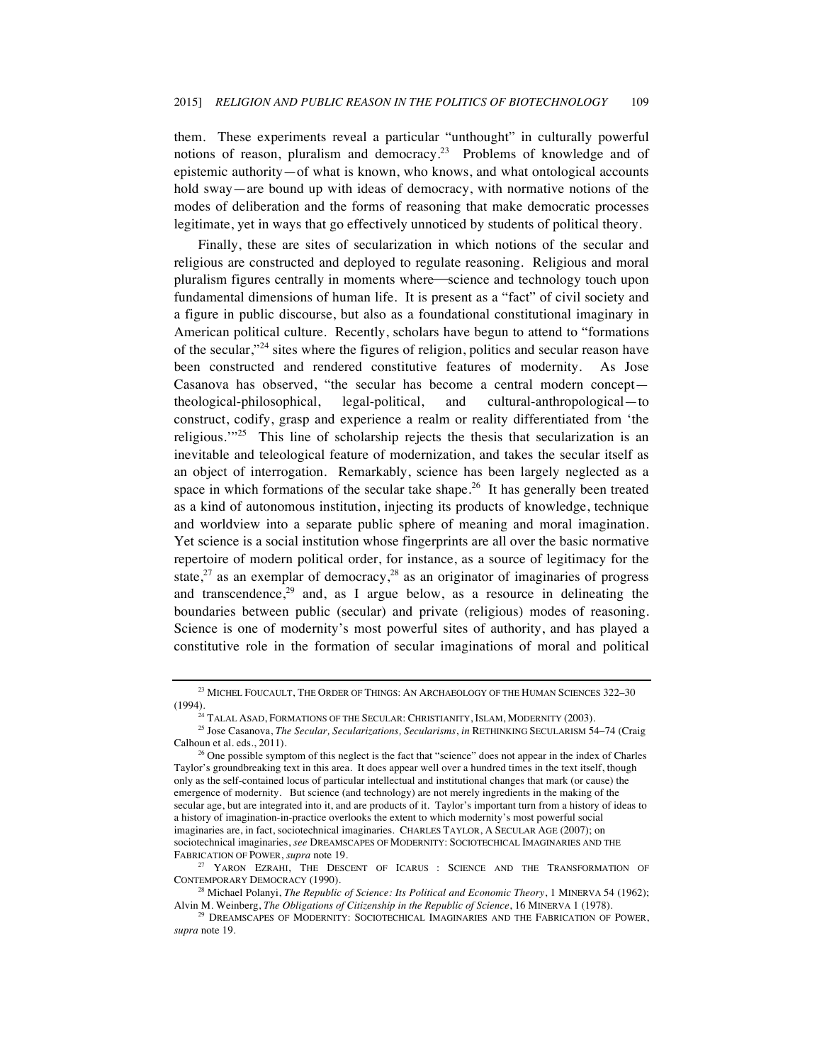them. These experiments reveal a particular "unthought" in culturally powerful notions of reason, pluralism and democracy.[23] Problems of knowledge and of epistemic authority—of what is known, who knows, and what ontological accounts hold sway—are bound up with ideas of democracy, with normative notions of the modes of deliberation and the forms of reasoning that make democratic processes legitimate, yet in ways that go effectively unnoticed by students of political theory.

Finally, these are sites of secularization in which notions of the secular and religious are constructed and deployed to regulate reasoning. Religious and moral pluralism figures centrally in moments where—science and technology touch upon fundamental dimensions of human life. It is present as a "fact" of civil society and a figure in public discourse, but also as a foundational constitutional imaginary in American political culture. Recently, scholars have begun to attend to "formations of the secular,"[24] sites where the figures of religion, politics and secular reason have been constructed and rendered constitutive features of modernity. As Jose Casanova has observed, "the secular has become a central modern concept—theological-philosophical, legal-political, and cultural-anthropological—to construct, codify, grasp and experience a realm or reality differentiated from 'the religious.'"[25] This line of scholarship rejects the thesis that secularization is an inevitable and teleological feature of modernization, and takes the secular itself as an object of interrogation. Remarkably, science has been largely neglected as a space in which formations of the secular take shape.[26] It has generally been treated as a kind of autonomous institution, injecting its products of knowledge, technique and worldview into a separate public sphere of meaning and moral imagination. Yet science is a social institution whose fingerprints are all over the basic normative repertoire of modern political order, for instance, as a source of legitimacy for the state,[27] as an exemplar of democracy,[28] as an originator of imaginaries of progress and transcendence,[29] and, as I argue below, as a resource in delineating the boundaries between public (secular) and private (religious) modes of reasoning. Science is one of modernity's most powerful sites of authority, and has played a constitutive role in the formation of secular imaginations of moral and political

---

[23] MICHEL FOUCAULT, THE ORDER OF THINGS: AN ARCHAEOLOGY OF THE HUMAN SCIENCES 322–30 (1994).

[24] TALAL ASAD, FORMATIONS OF THE SECULAR: CHRISTIANITY, ISLAM, MODERNITY (2003).

[25] Jose Casanova, *The Secular, Secularizations, Secularisms*, *in* RETHINKING SECULARISM 54–74 (Craig Calhoun et al. eds., 2011).

[26] One possible symptom of this neglect is the fact that "science" does not appear in the index of Charles Taylor's groundbreaking text in this area. It does appear well over a hundred times in the text itself, though only as the self-contained locus of particular intellectual and institutional changes that mark (or cause) the emergence of modernity. But science (and technology) are not merely ingredients in the making of the secular age, but are integrated into it, and are products of it. Taylor's important turn from a history of ideas to a history of imagination-in-practice overlooks the extent to which modernity's most powerful social imaginaries are, in fact, sociotechnical imaginaries. CHARLES TAYLOR, A SECULAR AGE (2007); on sociotechnical imaginaries, *see* DREAMSCAPES OF MODERNITY: SOCIOTECHICAL IMAGINARIES AND THE FABRICATION OF POWER, *supra* note 19.

[27] YARON EZRAHI, THE DESCENT OF ICARUS : SCIENCE AND THE TRANSFORMATION OF CONTEMPORARY DEMOCRACY (1990).

[28] Michael Polanyi, *The Republic of Science: Its Political and Economic Theory*, 1 MINERVA 54 (1962); Alvin M. Weinberg, *The Obligations of Citizenship in the Republic of Science*, 16 MINERVA 1 (1978).

[29] DREAMSCAPES OF MODERNITY: SOCIOTECHICAL IMAGINARIES AND THE FABRICATION OF POWER, *supra* note 19.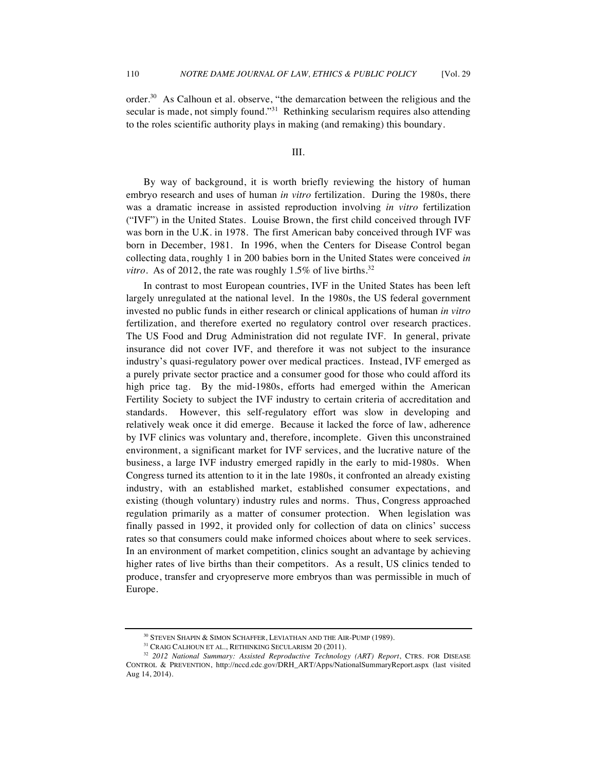order.[30] As Calhoun et al. observe, "the demarcation between the religious and the secular is made, not simply found."[31] Rethinking secularism requires also attending to the roles scientific authority plays in making (and remaking) this boundary.

## III.

By way of background, it is worth briefly reviewing the history of human embryo research and uses of human *in vitro* fertilization. During the 1980s, there was a dramatic increase in assisted reproduction involving *in vitro* fertilization ("IVF") in the United States. Louise Brown, the first child conceived through IVF was born in the U.K. in 1978. The first American baby conceived through IVF was born in December, 1981. In 1996, when the Centers for Disease Control began collecting data, roughly 1 in 200 babies born in the United States were conceived *in vitro*. As of 2012, the rate was roughly 1.5% of live births.[32]

In contrast to most European countries, IVF in the United States has been left largely unregulated at the national level. In the 1980s, the US federal government invested no public funds in either research or clinical applications of human *in vitro* fertilization, and therefore exerted no regulatory control over research practices. The US Food and Drug Administration did not regulate IVF. In general, private insurance did not cover IVF, and therefore it was not subject to the insurance industry's quasi-regulatory power over medical practices. Instead, IVF emerged as a purely private sector practice and a consumer good for those who could afford its high price tag. By the mid-1980s, efforts had emerged within the American Fertility Society to subject the IVF industry to certain criteria of accreditation and standards. However, this self-regulatory effort was slow in developing and relatively weak once it did emerge. Because it lacked the force of law, adherence by IVF clinics was voluntary and, therefore, incomplete. Given this unconstrained environment, a significant market for IVF services, and the lucrative nature of the business, a large IVF industry emerged rapidly in the early to mid-1980s. When Congress turned its attention to it in the late 1980s, it confronted an already existing industry, with an established market, established consumer expectations, and existing (though voluntary) industry rules and norms. Thus, Congress approached regulation primarily as a matter of consumer protection. When legislation was finally passed in 1992, it provided only for collection of data on clinics' success rates so that consumers could make informed choices about where to seek services. In an environment of market competition, clinics sought an advantage by achieving higher rates of live births than their competitors. As a result, US clinics tended to produce, transfer and cryopreserve more embryos than was permissible in much of Europe.

---

[30] STEVEN SHAPIN & SIMON SCHAFFER, LEVIATHAN AND THE AIR-PUMP (1989).

[31] CRAIG CALHOUN ET AL., RETHINKING SECULARISM 20 (2011).

[32] *2012 National Summary: Assisted Reproductive Technology (ART) Report*, CTRS. FOR DISEASE CONTROL & PREVENTION, http://nccd.cdc.gov/DRH_ART/Apps/NationalSummaryReport.aspx (last visited Aug 14, 2014).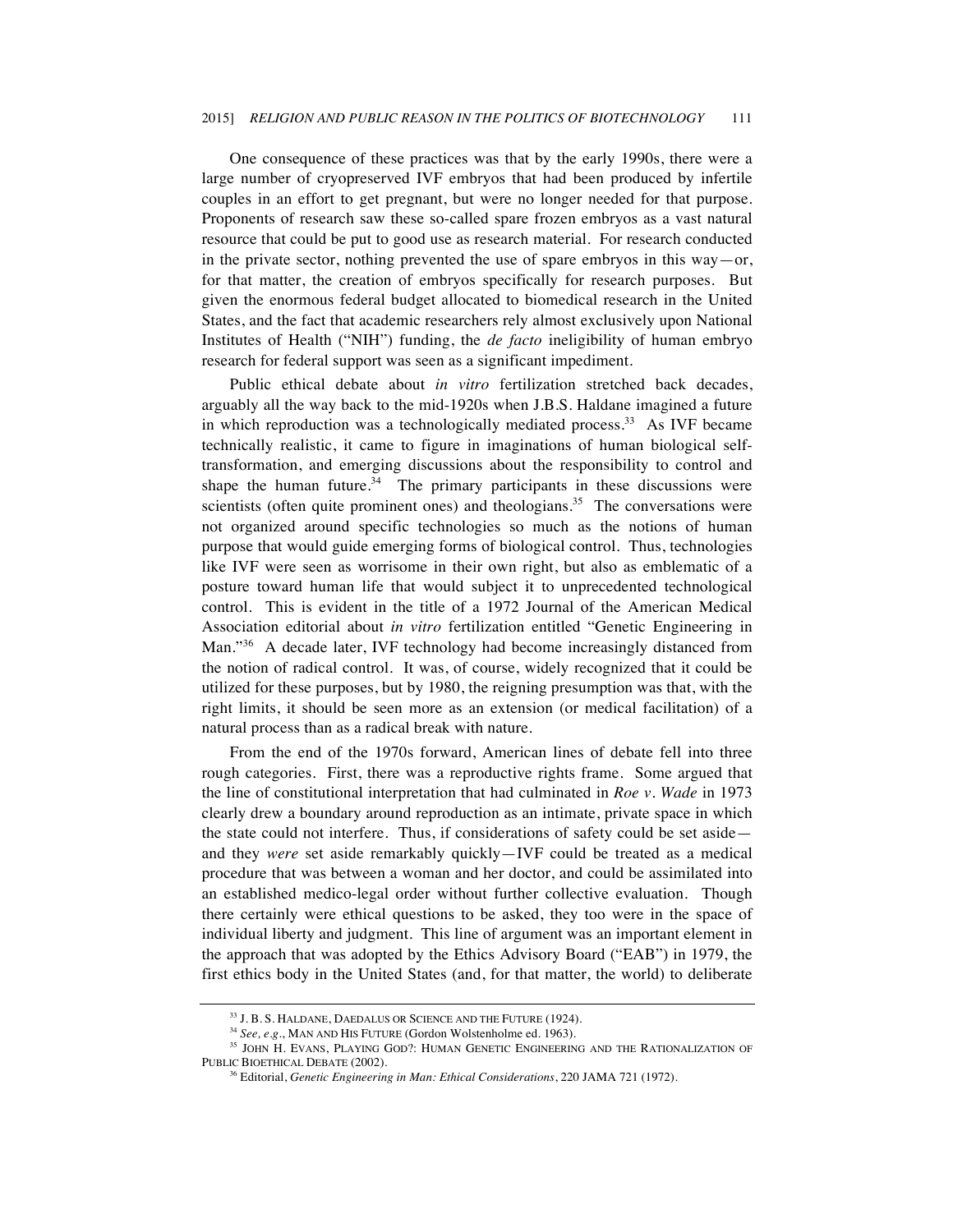One consequence of these practices was that by the early 1990s, there were a large number of cryopreserved IVF embryos that had been produced by infertile couples in an effort to get pregnant, but were no longer needed for that purpose. Proponents of research saw these so-called spare frozen embryos as a vast natural resource that could be put to good use as research material. For research conducted in the private sector, nothing prevented the use of spare embryos in this way—or, for that matter, the creation of embryos specifically for research purposes. But given the enormous federal budget allocated to biomedical research in the United States, and the fact that academic researchers rely almost exclusively upon National Institutes of Health ("NIH") funding, the *de facto* ineligibility of human embryo research for federal support was seen as a significant impediment.

Public ethical debate about *in vitro* fertilization stretched back decades, arguably all the way back to the mid-1920s when J.B.S. Haldane imagined a future in which reproduction was a technologically mediated process.[33] As IVF became technically realistic, it came to figure in imaginations of human biological self-transformation, and emerging discussions about the responsibility to control and shape the human future.[34] The primary participants in these discussions were scientists (often quite prominent ones) and theologians.[35] The conversations were not organized around specific technologies so much as the notions of human purpose that would guide emerging forms of biological control. Thus, technologies like IVF were seen as worrisome in their own right, but also as emblematic of a posture toward human life that would subject it to unprecedented technological control. This is evident in the title of a 1972 Journal of the American Medical Association editorial about *in vitro* fertilization entitled "Genetic Engineering in Man."[36] A decade later, IVF technology had become increasingly distanced from the notion of radical control. It was, of course, widely recognized that it could be utilized for these purposes, but by 1980, the reigning presumption was that, with the right limits, it should be seen more as an extension (or medical facilitation) of a natural process than as a radical break with nature.

From the end of the 1970s forward, American lines of debate fell into three rough categories. First, there was a reproductive rights frame. Some argued that the line of constitutional interpretation that had culminated in *Roe v. Wade* in 1973 clearly drew a boundary around reproduction as an intimate, private space in which the state could not interfere. Thus, if considerations of safety could be set aside—and they *were* set aside remarkably quickly—IVF could be treated as a medical procedure that was between a woman and her doctor, and could be assimilated into an established medico-legal order without further collective evaluation. Though there certainly were ethical questions to be asked, they too were in the space of individual liberty and judgment. This line of argument was an important element in the approach that was adopted by the Ethics Advisory Board ("EAB") in 1979, the first ethics body in the United States (and, for that matter, the world) to deliberate

---

[33] J. B. S. HALDANE, DAEDALUS OR SCIENCE AND THE FUTURE (1924).

[34] *See, e.g.*, MAN AND HIS FUTURE (Gordon Wolstenholme ed. 1963).

[35] JOHN H. EVANS, PLAYING GOD?: HUMAN GENETIC ENGINEERING AND THE RATIONALIZATION OF PUBLIC BIOETHICAL DEBATE (2002).

[36] Editorial, *Genetic Engineering in Man: Ethical Considerations*, 220 JAMA 721 (1972).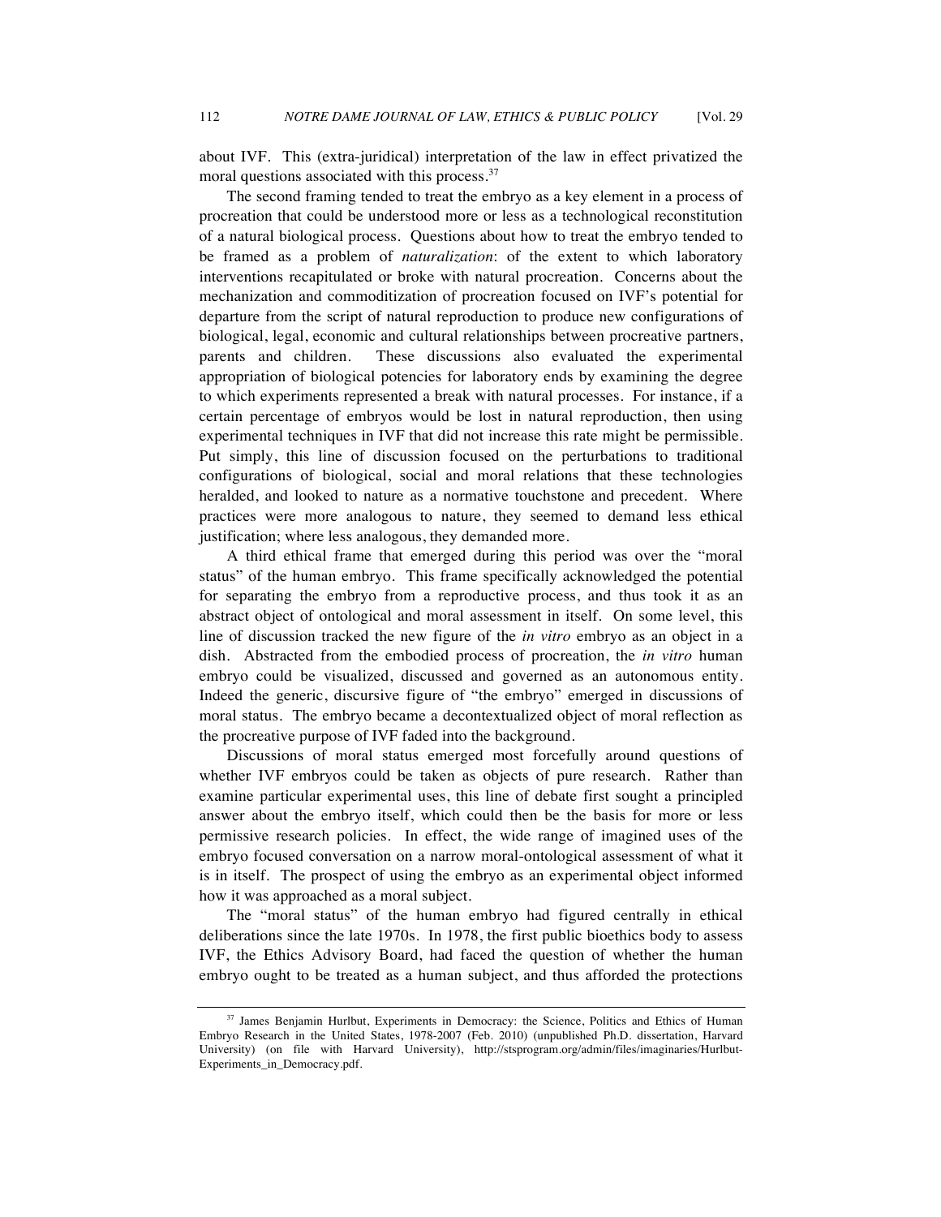about IVF. This (extra-juridical) interpretation of the law in effect privatized the moral questions associated with this process.[37]

The second framing tended to treat the embryo as a key element in a process of procreation that could be understood more or less as a technological reconstitution of a natural biological process. Questions about how to treat the embryo tended to be framed as a problem of *naturalization*: of the extent to which laboratory interventions recapitulated or broke with natural procreation. Concerns about the mechanization and commoditization of procreation focused on IVF's potential for departure from the script of natural reproduction to produce new configurations of biological, legal, economic and cultural relationships between procreative partners, parents and children. These discussions also evaluated the experimental appropriation of biological potencies for laboratory ends by examining the degree to which experiments represented a break with natural processes. For instance, if a certain percentage of embryos would be lost in natural reproduction, then using experimental techniques in IVF that did not increase this rate might be permissible. Put simply, this line of discussion focused on the perturbations to traditional configurations of biological, social and moral relations that these technologies heralded, and looked to nature as a normative touchstone and precedent. Where practices were more analogous to nature, they seemed to demand less ethical justification; where less analogous, they demanded more.

A third ethical frame that emerged during this period was over the "moral status" of the human embryo. This frame specifically acknowledged the potential for separating the embryo from a reproductive process, and thus took it as an abstract object of ontological and moral assessment in itself. On some level, this line of discussion tracked the new figure of the *in vitro* embryo as an object in a dish. Abstracted from the embodied process of procreation, the *in vitro* human embryo could be visualized, discussed and governed as an autonomous entity. Indeed the generic, discursive figure of "the embryo" emerged in discussions of moral status. The embryo became a decontextualized object of moral reflection as the procreative purpose of IVF faded into the background.

Discussions of moral status emerged most forcefully around questions of whether IVF embryos could be taken as objects of pure research. Rather than examine particular experimental uses, this line of debate first sought a principled answer about the embryo itself, which could then be the basis for more or less permissive research policies. In effect, the wide range of imagined uses of the embryo focused conversation on a narrow moral-ontological assessment of what it is in itself. The prospect of using the embryo as an experimental object informed how it was approached as a moral subject.

The "moral status" of the human embryo had figured centrally in ethical deliberations since the late 1970s. In 1978, the first public bioethics body to assess IVF, the Ethics Advisory Board, had faced the question of whether the human embryo ought to be treated as a human subject, and thus afforded the protections

---

[37] James Benjamin Hurlbut, Experiments in Democracy: the Science, Politics and Ethics of Human Embryo Research in the United States, 1978-2007 (Feb. 2010) (unpublished Ph.D. dissertation, Harvard University) (on file with Harvard University), http://stsprogram.org/admin/files/imaginaries/Hurlbut-Experiments_in_Democracy.pdf.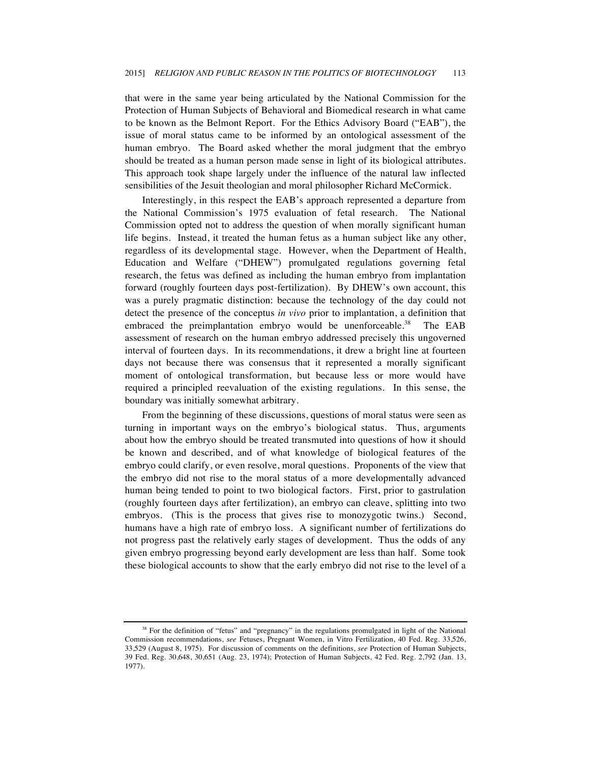that were in the same year being articulated by the National Commission for the Protection of Human Subjects of Behavioral and Biomedical research in what came to be known as the Belmont Report. For the Ethics Advisory Board ("EAB"), the issue of moral status came to be informed by an ontological assessment of the human embryo. The Board asked whether the moral judgment that the embryo should be treated as a human person made sense in light of its biological attributes. This approach took shape largely under the influence of the natural law inflected sensibilities of the Jesuit theologian and moral philosopher Richard McCormick.

Interestingly, in this respect the EAB's approach represented a departure from the National Commission's 1975 evaluation of fetal research. The National Commission opted not to address the question of when morally significant human life begins. Instead, it treated the human fetus as a human subject like any other, regardless of its developmental stage. However, when the Department of Health, Education and Welfare ("DHEW") promulgated regulations governing fetal research, the fetus was defined as including the human embryo from implantation forward (roughly fourteen days post-fertilization). By DHEW's own account, this was a purely pragmatic distinction: because the technology of the day could not detect the presence of the conceptus *in vivo* prior to implantation, a definition that embraced the preimplantation embryo would be unenforceable.[38] The EAB assessment of research on the human embryo addressed precisely this ungoverned interval of fourteen days. In its recommendations, it drew a bright line at fourteen days not because there was consensus that it represented a morally significant moment of ontological transformation, but because less or more would have required a principled reevaluation of the existing regulations. In this sense, the boundary was initially somewhat arbitrary.

From the beginning of these discussions, questions of moral status were seen as turning in important ways on the embryo's biological status. Thus, arguments about how the embryo should be treated transmuted into questions of how it should be known and described, and of what knowledge of biological features of the embryo could clarify, or even resolve, moral questions. Proponents of the view that the embryo did not rise to the moral status of a more developmentally advanced human being tended to point to two biological factors. First, prior to gastrulation (roughly fourteen days after fertilization), an embryo can cleave, splitting into two embryos. (This is the process that gives rise to monozygotic twins.) Second, humans have a high rate of embryo loss. A significant number of fertilizations do not progress past the relatively early stages of development. Thus the odds of any given embryo progressing beyond early development are less than half. Some took these biological accounts to show that the early embryo did not rise to the level of a

---

[38] For the definition of "fetus" and "pregnancy" in the regulations promulgated in light of the National Commission recommendations, *see* Fetuses, Pregnant Women, in Vitro Fertilization, 40 Fed. Reg. 33,526, 33,529 (August 8, 1975). For discussion of comments on the definitions, *see* Protection of Human Subjects, 39 Fed. Reg. 30,648, 30,651 (Aug. 23, 1974); Protection of Human Subjects, 42 Fed. Reg. 2,792 (Jan. 13, 1977).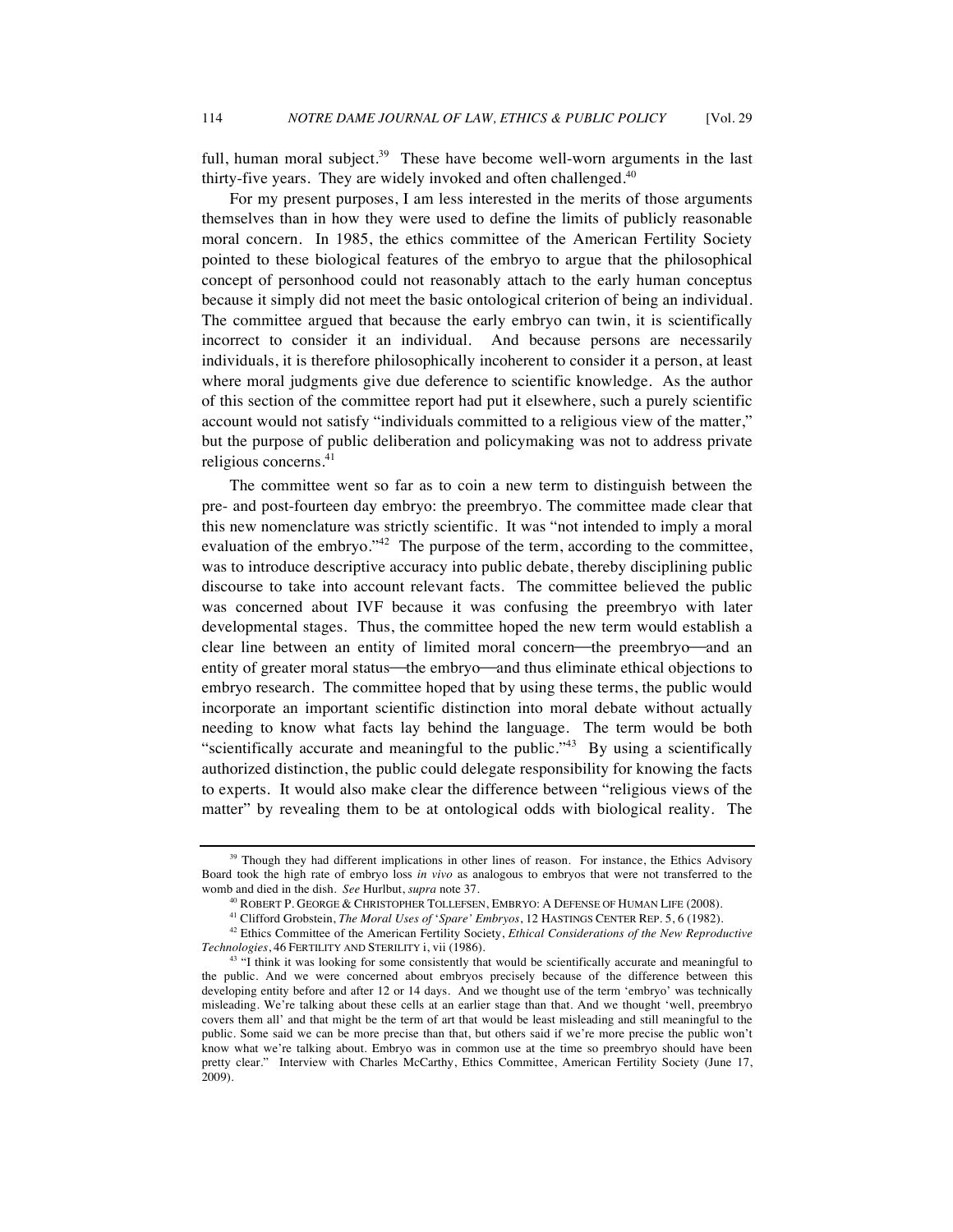full, human moral subject.[39] These have become well-worn arguments in the last thirty-five years. They are widely invoked and often challenged.[40]

For my present purposes, I am less interested in the merits of those arguments themselves than in how they were used to define the limits of publicly reasonable moral concern. In 1985, the ethics committee of the American Fertility Society pointed to these biological features of the embryo to argue that the philosophical concept of personhood could not reasonably attach to the early human conceptus because it simply did not meet the basic ontological criterion of being an individual. The committee argued that because the early embryo can twin, it is scientifically incorrect to consider it an individual. And because persons are necessarily individuals, it is therefore philosophically incoherent to consider it a person, at least where moral judgments give due deference to scientific knowledge. As the author of this section of the committee report had put it elsewhere, such a purely scientific account would not satisfy "individuals committed to a religious view of the matter," but the purpose of public deliberation and policymaking was not to address private religious concerns.[41]

The committee went so far as to coin a new term to distinguish between the pre- and post-fourteen day embryo: the preembryo. The committee made clear that this new nomenclature was strictly scientific. It was "not intended to imply a moral evaluation of the embryo."[42] The purpose of the term, according to the committee, was to introduce descriptive accuracy into public debate, thereby disciplining public discourse to take into account relevant facts. The committee believed the public was concerned about IVF because it was confusing the preembryo with later developmental stages. Thus, the committee hoped the new term would establish a clear line between an entity of limited moral concern—the preembryo—and an entity of greater moral status—the embryo—and thus eliminate ethical objections to embryo research. The committee hoped that by using these terms, the public would incorporate an important scientific distinction into moral debate without actually needing to know what facts lay behind the language. The term would be both "scientifically accurate and meaningful to the public."[43] By using a scientifically authorized distinction, the public could delegate responsibility for knowing the facts to experts. It would also make clear the difference between "religious views of the matter" by revealing them to be at ontological odds with biological reality. The

---

[39] Though they had different implications in other lines of reason. For instance, the Ethics Advisory Board took the high rate of embryo loss *in vivo* as analogous to embryos that were not transferred to the womb and died in the dish. *See* Hurlbut, *supra* note 37.

[40] ROBERT P. GEORGE & CHRISTOPHER TOLLEFSEN, EMBRYO: A DEFENSE OF HUMAN LIFE (2008).

[41] Clifford Grobstein, *The Moral Uses of 'Spare' Embryos*, 12 HASTINGS CENTER REP. 5, 6 (1982).

[42] Ethics Committee of the American Fertility Society, *Ethical Considerations of the New Reproductive Technologies*, 46 FERTILITY AND STERILITY i, vii (1986).

[43] "I think it was looking for some consistently that would be scientifically accurate and meaningful to the public. And we were concerned about embryos precisely because of the difference between this developing entity before and after 12 or 14 days. And we thought use of the term 'embryo' was technically misleading. We're talking about these cells at an earlier stage than that. And we thought 'well, preembryo covers them all' and that might be the term of art that would be least misleading and still meaningful to the public. Some said we can be more precise than that, but others said if we're more precise the public won't know what we're talking about. Embryo was in common use at the time so preembryo should have been pretty clear." Interview with Charles McCarthy, Ethics Committee, American Fertility Society (June 17, 2009).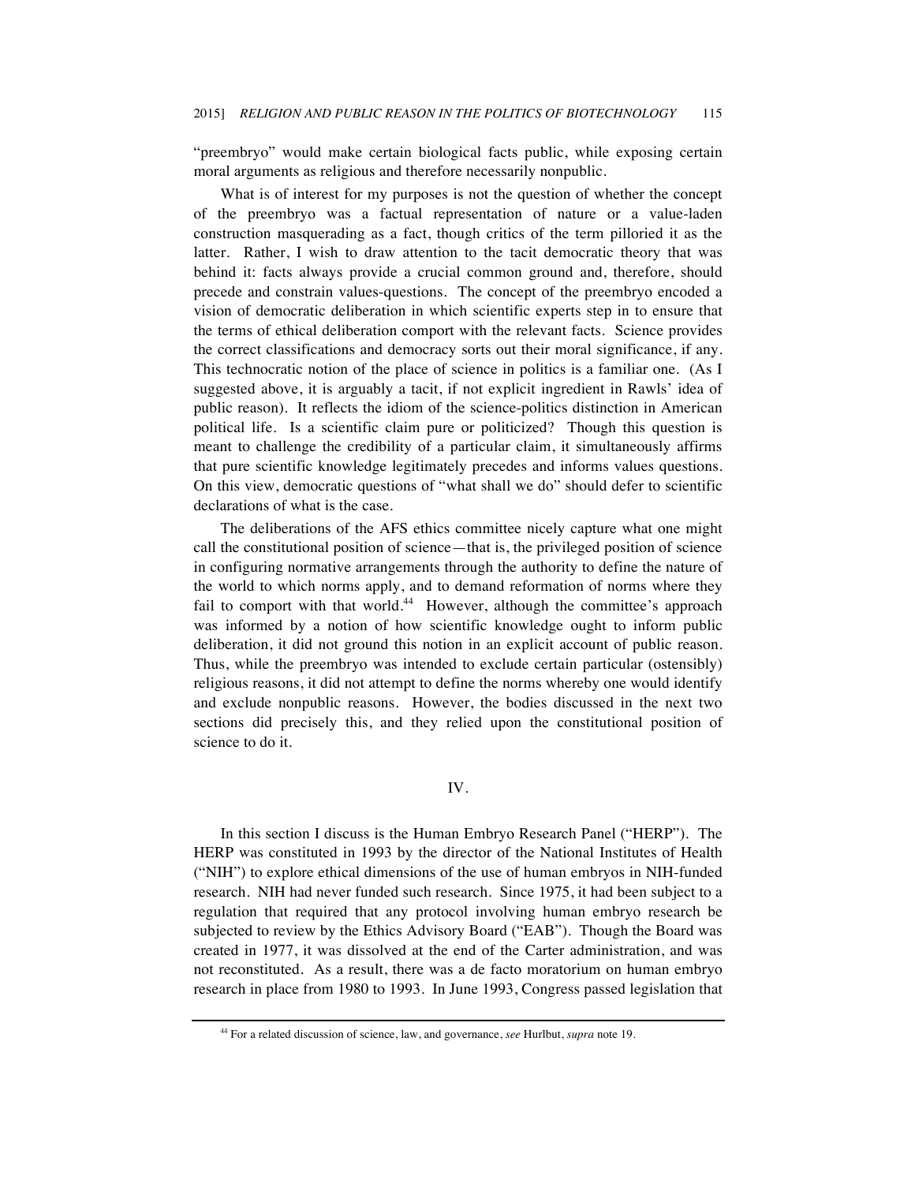"preembryo" would make certain biological facts public, while exposing certain moral arguments as religious and therefore necessarily nonpublic.

What is of interest for my purposes is not the question of whether the concept of the preembryo was a factual representation of nature or a value-laden construction masquerading as a fact, though critics of the term pilloried it as the latter. Rather, I wish to draw attention to the tacit democratic theory that was behind it: facts always provide a crucial common ground and, therefore, should precede and constrain values-questions. The concept of the preembryo encoded a vision of democratic deliberation in which scientific experts step in to ensure that the terms of ethical deliberation comport with the relevant facts. Science provides the correct classifications and democracy sorts out their moral significance, if any. This technocratic notion of the place of science in politics is a familiar one. (As I suggested above, it is arguably a tacit, if not explicit ingredient in Rawls' idea of public reason). It reflects the idiom of the science-politics distinction in American political life. Is a scientific claim pure or politicized? Though this question is meant to challenge the credibility of a particular claim, it simultaneously affirms that pure scientific knowledge legitimately precedes and informs values questions. On this view, democratic questions of "what shall we do" should defer to scientific declarations of what is the case.

The deliberations of the AFS ethics committee nicely capture what one might call the constitutional position of science—that is, the privileged position of science in configuring normative arrangements through the authority to define the nature of the world to which norms apply, and to demand reformation of norms where they fail to comport with that world.[44] However, although the committee's approach was informed by a notion of how scientific knowledge ought to inform public deliberation, it did not ground this notion in an explicit account of public reason. Thus, while the preembryo was intended to exclude certain particular (ostensibly) religious reasons, it did not attempt to define the norms whereby one would identify and exclude nonpublic reasons. However, the bodies discussed in the next two sections did precisely this, and they relied upon the constitutional position of science to do it.

## IV.

In this section I discuss is the Human Embryo Research Panel ("HERP"). The HERP was constituted in 1993 by the director of the National Institutes of Health ("NIH") to explore ethical dimensions of the use of human embryos in NIH-funded research. NIH had never funded such research. Since 1975, it had been subject to a regulation that required that any protocol involving human embryo research be subjected to review by the Ethics Advisory Board ("EAB"). Though the Board was created in 1977, it was dissolved at the end of the Carter administration, and was not reconstituted. As a result, there was a de facto moratorium on human embryo research in place from 1980 to 1993. In June 1993, Congress passed legislation that

[44] For a related discussion of science, law, and governance, *see* Hurlbut, *supra* note 19.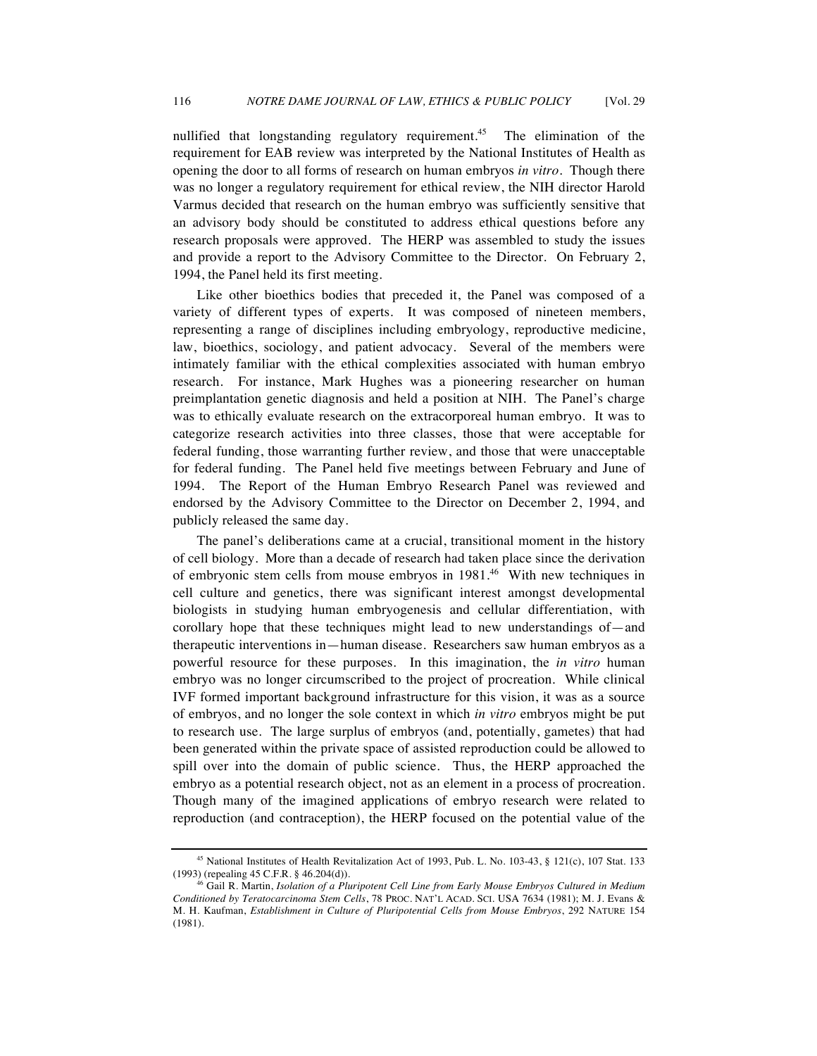nullified that longstanding regulatory requirement.[45] The elimination of the requirement for EAB review was interpreted by the National Institutes of Health as opening the door to all forms of research on human embryos *in vitro*. Though there was no longer a regulatory requirement for ethical review, the NIH director Harold Varmus decided that research on the human embryo was sufficiently sensitive that an advisory body should be constituted to address ethical questions before any research proposals were approved. The HERP was assembled to study the issues and provide a report to the Advisory Committee to the Director. On February 2, 1994, the Panel held its first meeting.

Like other bioethics bodies that preceded it, the Panel was composed of a variety of different types of experts. It was composed of nineteen members, representing a range of disciplines including embryology, reproductive medicine, law, bioethics, sociology, and patient advocacy. Several of the members were intimately familiar with the ethical complexities associated with human embryo research. For instance, Mark Hughes was a pioneering researcher on human preimplantation genetic diagnosis and held a position at NIH. The Panel's charge was to ethically evaluate research on the extracorporeal human embryo. It was to categorize research activities into three classes, those that were acceptable for federal funding, those warranting further review, and those that were unacceptable for federal funding. The Panel held five meetings between February and June of 1994. The Report of the Human Embryo Research Panel was reviewed and endorsed by the Advisory Committee to the Director on December 2, 1994, and publicly released the same day.

The panel's deliberations came at a crucial, transitional moment in the history of cell biology. More than a decade of research had taken place since the derivation of embryonic stem cells from mouse embryos in 1981.[46] With new techniques in cell culture and genetics, there was significant interest amongst developmental biologists in studying human embryogenesis and cellular differentiation, with corollary hope that these techniques might lead to new understandings of—and therapeutic interventions in—human disease. Researchers saw human embryos as a powerful resource for these purposes. In this imagination, the *in vitro* human embryo was no longer circumscribed to the project of procreation. While clinical IVF formed important background infrastructure for this vision, it was as a source of embryos, and no longer the sole context in which *in vitro* embryos might be put to research use. The large surplus of embryos (and, potentially, gametes) that had been generated within the private space of assisted reproduction could be allowed to spill over into the domain of public science. Thus, the HERP approached the embryo as a potential research object, not as an element in a process of procreation. Though many of the imagined applications of embryo research were related to reproduction (and contraception), the HERP focused on the potential value of the

---

[45] National Institutes of Health Revitalization Act of 1993, Pub. L. No. 103-43, § 121(c), 107 Stat. 133 (1993) (repealing 45 C.F.R. § 46.204(d)).

[46] Gail R. Martin, *Isolation of a Pluripotent Cell Line from Early Mouse Embryos Cultured in Medium Conditioned by Teratocarcinoma Stem Cells*, 78 PROC. NAT'L ACAD. SCI. USA 7634 (1981); M. J. Evans & M. H. Kaufman, *Establishment in Culture of Pluripotential Cells from Mouse Embryos*, 292 NATURE 154 (1981).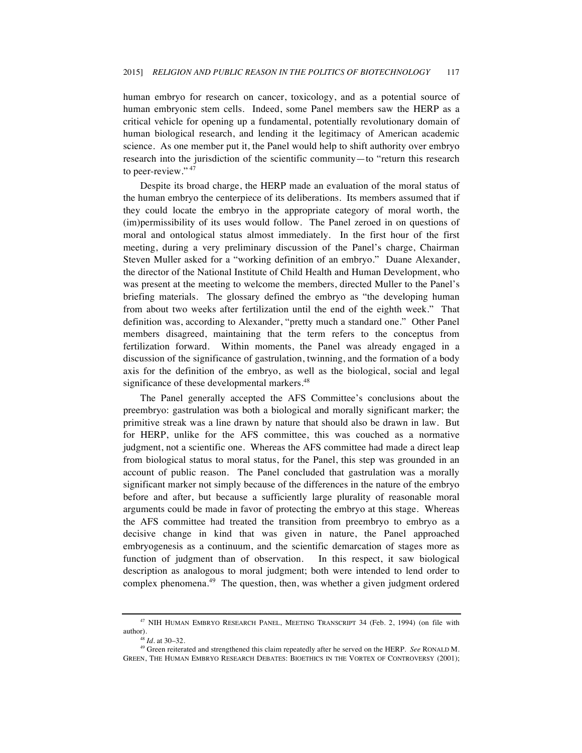human embryo for research on cancer, toxicology, and as a potential source of human embryonic stem cells. Indeed, some Panel members saw the HERP as a critical vehicle for opening up a fundamental, potentially revolutionary domain of human biological research, and lending it the legitimacy of American academic science. As one member put it, the Panel would help to shift authority over embryo research into the jurisdiction of the scientific community—to "return this research to peer-review."[47]

Despite its broad charge, the HERP made an evaluation of the moral status of the human embryo the centerpiece of its deliberations. Its members assumed that if they could locate the embryo in the appropriate category of moral worth, the (im)permissibility of its uses would follow. The Panel zeroed in on questions of moral and ontological status almost immediately. In the first hour of the first meeting, during a very preliminary discussion of the Panel's charge, Chairman Steven Muller asked for a "working definition of an embryo." Duane Alexander, the director of the National Institute of Child Health and Human Development, who was present at the meeting to welcome the members, directed Muller to the Panel's briefing materials. The glossary defined the embryo as "the developing human from about two weeks after fertilization until the end of the eighth week." That definition was, according to Alexander, "pretty much a standard one." Other Panel members disagreed, maintaining that the term refers to the conceptus from fertilization forward. Within moments, the Panel was already engaged in a discussion of the significance of gastrulation, twinning, and the formation of a body axis for the definition of the embryo, as well as the biological, social and legal significance of these developmental markers.[48]

The Panel generally accepted the AFS Committee's conclusions about the preembryo: gastrulation was both a biological and morally significant marker; the primitive streak was a line drawn by nature that should also be drawn in law. But for HERP, unlike for the AFS committee, this was couched as a normative judgment, not a scientific one. Whereas the AFS committee had made a direct leap from biological status to moral status, for the Panel, this step was grounded in an account of public reason. The Panel concluded that gastrulation was a morally significant marker not simply because of the differences in the nature of the embryo before and after, but because a sufficiently large plurality of reasonable moral arguments could be made in favor of protecting the embryo at this stage. Whereas the AFS committee had treated the transition from preembryo to embryo as a decisive change in kind that was given in nature, the Panel approached embryogenesis as a continuum, and the scientific demarcation of stages more as function of judgment than of observation. In this respect, it saw biological description as analogous to moral judgment; both were intended to lend order to complex phenomena.[49] The question, then, was whether a given judgment ordered

---

[47] NIH HUMAN EMBRYO RESEARCH PANEL, MEETING TRANSCRIPT 34 (Feb. 2, 1994) (on file with author).

[48] *Id.* at 30–32.

[49] Green reiterated and strengthened this claim repeatedly after he served on the HERP. *See* RONALD M. GREEN, THE HUMAN EMBRYO RESEARCH DEBATES: BIOETHICS IN THE VORTEX OF CONTROVERSY (2001);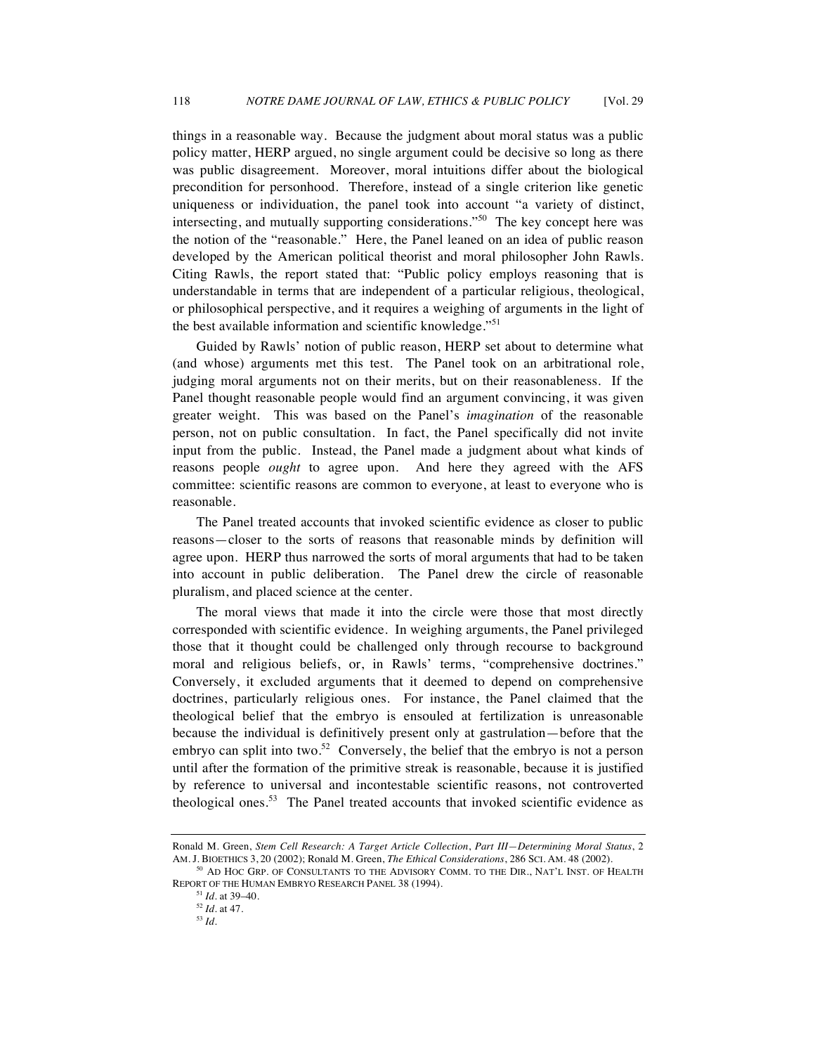things in a reasonable way. Because the judgment about moral status was a public policy matter, HERP argued, no single argument could be decisive so long as there was public disagreement. Moreover, moral intuitions differ about the biological precondition for personhood. Therefore, instead of a single criterion like genetic uniqueness or individuation, the panel took into account "a variety of distinct, intersecting, and mutually supporting considerations."[50] The key concept here was the notion of the "reasonable." Here, the Panel leaned on an idea of public reason developed by the American political theorist and moral philosopher John Rawls. Citing Rawls, the report stated that: "Public policy employs reasoning that is understandable in terms that are independent of a particular religious, theological, or philosophical perspective, and it requires a weighing of arguments in the light of the best available information and scientific knowledge."[51]

Guided by Rawls' notion of public reason, HERP set about to determine what (and whose) arguments met this test. The Panel took on an arbitrational role, judging moral arguments not on their merits, but on their reasonableness. If the Panel thought reasonable people would find an argument convincing, it was given greater weight. This was based on the Panel's *imagination* of the reasonable person, not on public consultation. In fact, the Panel specifically did not invite input from the public. Instead, the Panel made a judgment about what kinds of reasons people *ought* to agree upon. And here they agreed with the AFS committee: scientific reasons are common to everyone, at least to everyone who is reasonable.

The Panel treated accounts that invoked scientific evidence as closer to public reasons—closer to the sorts of reasons that reasonable minds by definition will agree upon. HERP thus narrowed the sorts of moral arguments that had to be taken into account in public deliberation. The Panel drew the circle of reasonable pluralism, and placed science at the center.

The moral views that made it into the circle were those that most directly corresponded with scientific evidence. In weighing arguments, the Panel privileged those that it thought could be challenged only through recourse to background moral and religious beliefs, or, in Rawls' terms, "comprehensive doctrines." Conversely, it excluded arguments that it deemed to depend on comprehensive doctrines, particularly religious ones. For instance, the Panel claimed that the theological belief that the embryo is ensouled at fertilization is unreasonable because the individual is definitively present only at gastrulation—before that the embryo can split into two.[52] Conversely, the belief that the embryo is not a person until after the formation of the primitive streak is reasonable, because it is justified by reference to universal and incontestable scientific reasons, not controverted theological ones.[53] The Panel treated accounts that invoked scientific evidence as

---

Ronald M. Green, *Stem Cell Research: A Target Article Collection, Part III—Determining Moral Status*, 2 AM. J. BIOETHICS 3, 20 (2002); Ronald M. Green, *The Ethical Considerations*, 286 SCI. AM. 48 (2002).

[50] AD HOC GRP. OF CONSULTANTS TO THE ADVISORY COMM. TO THE DIR., NAT'L INST. OF HEALTH REPORT OF THE HUMAN EMBRYO RESEARCH PANEL 38 (1994).

[51] *Id.* at 39–40.

[52] *Id.* at 47.

[53] *Id.*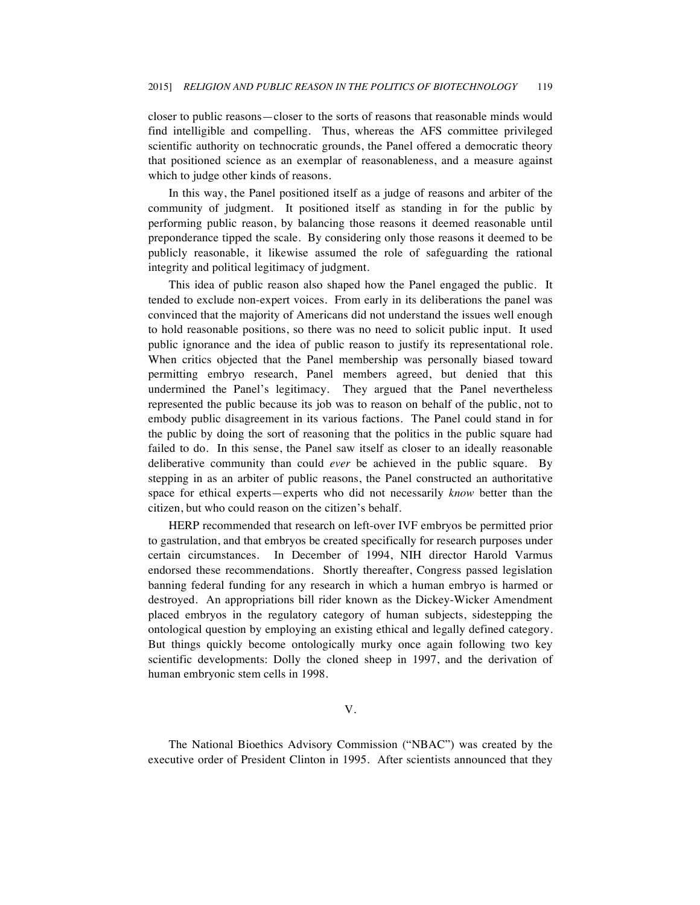closer to public reasons—closer to the sorts of reasons that reasonable minds would find intelligible and compelling. Thus, whereas the AFS committee privileged scientific authority on technocratic grounds, the Panel offered a democratic theory that positioned science as an exemplar of reasonableness, and a measure against which to judge other kinds of reasons.

In this way, the Panel positioned itself as a judge of reasons and arbiter of the community of judgment. It positioned itself as standing in for the public by performing public reason, by balancing those reasons it deemed reasonable until preponderance tipped the scale. By considering only those reasons it deemed to be publicly reasonable, it likewise assumed the role of safeguarding the rational integrity and political legitimacy of judgment.

This idea of public reason also shaped how the Panel engaged the public. It tended to exclude non-expert voices. From early in its deliberations the panel was convinced that the majority of Americans did not understand the issues well enough to hold reasonable positions, so there was no need to solicit public input. It used public ignorance and the idea of public reason to justify its representational role. When critics objected that the Panel membership was personally biased toward permitting embryo research, Panel members agreed, but denied that this undermined the Panel's legitimacy. They argued that the Panel nevertheless represented the public because its job was to reason on behalf of the public, not to embody public disagreement in its various factions. The Panel could stand in for the public by doing the sort of reasoning that the politics in the public square had failed to do. In this sense, the Panel saw itself as closer to an ideally reasonable deliberative community than could *ever* be achieved in the public square. By stepping in as an arbiter of public reasons, the Panel constructed an authoritative space for ethical experts—experts who did not necessarily *know* better than the citizen, but who could reason on the citizen's behalf.

HERP recommended that research on left-over IVF embryos be permitted prior to gastrulation, and that embryos be created specifically for research purposes under certain circumstances. In December of 1994, NIH director Harold Varmus endorsed these recommendations. Shortly thereafter, Congress passed legislation banning federal funding for any research in which a human embryo is harmed or destroyed. An appropriations bill rider known as the Dickey-Wicker Amendment placed embryos in the regulatory category of human subjects, sidestepping the ontological question by employing an existing ethical and legally defined category. But things quickly become ontologically murky once again following two key scientific developments: Dolly the cloned sheep in 1997, and the derivation of human embryonic stem cells in 1998.

## V.

The National Bioethics Advisory Commission ("NBAC") was created by the executive order of President Clinton in 1995. After scientists announced that they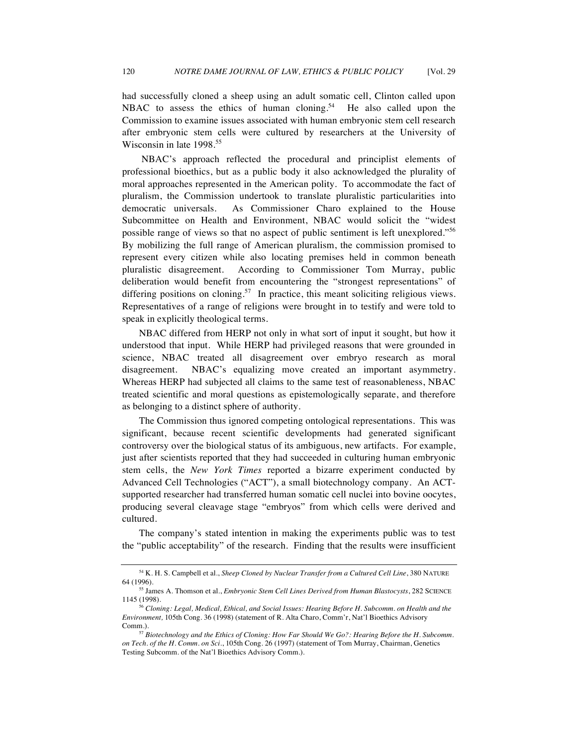had successfully cloned a sheep using an adult somatic cell, Clinton called upon NBAC to assess the ethics of human cloning.[54] He also called upon the Commission to examine issues associated with human embryonic stem cell research after embryonic stem cells were cultured by researchers at the University of Wisconsin in late 1998.[55]

NBAC's approach reflected the procedural and principlist elements of professional bioethics, but as a public body it also acknowledged the plurality of moral approaches represented in the American polity. To accommodate the fact of pluralism, the Commission undertook to translate pluralistic particularities into democratic universals. As Commissioner Charo explained to the House Subcommittee on Health and Environment, NBAC would solicit the "widest possible range of views so that no aspect of public sentiment is left unexplored."[56] By mobilizing the full range of American pluralism, the commission promised to represent every citizen while also locating premises held in common beneath pluralistic disagreement. According to Commissioner Tom Murray, public deliberation would benefit from encountering the "strongest representations" of differing positions on cloning.[57] In practice, this meant soliciting religious views. Representatives of a range of religions were brought in to testify and were told to speak in explicitly theological terms.

NBAC differed from HERP not only in what sort of input it sought, but how it understood that input. While HERP had privileged reasons that were grounded in science, NBAC treated all disagreement over embryo research as moral disagreement. NBAC's equalizing move created an important asymmetry. Whereas HERP had subjected all claims to the same test of reasonableness, NBAC treated scientific and moral questions as epistemologically separate, and therefore as belonging to a distinct sphere of authority.

The Commission thus ignored competing ontological representations. This was significant, because recent scientific developments had generated significant controversy over the biological status of its ambiguous, new artifacts. For example, just after scientists reported that they had succeeded in culturing human embryonic stem cells, the *New York Times* reported a bizarre experiment conducted by Advanced Cell Technologies ("ACT"), a small biotechnology company. An ACT-supported researcher had transferred human somatic cell nuclei into bovine oocytes, producing several cleavage stage "embryos" from which cells were derived and cultured.

The company's stated intention in making the experiments public was to test the "public acceptability" of the research. Finding that the results were insufficient

---

[54] K. H. S. Campbell et al., *Sheep Cloned by Nuclear Transfer from a Cultured Cell Line*, 380 NATURE 64 (1996).

[55] James A. Thomson et al., *Embryonic Stem Cell Lines Derived from Human Blastocysts*, 282 SCIENCE 1145 (1998).

[56] *Cloning: Legal, Medical, Ethical, and Social Issues: Hearing Before H. Subcomm. on Health and the Environment,* 105th Cong. 36 (1998) (statement of R. Alta Charo, Comm'r, Nat'l Bioethics Advisory Comm.).

[57] *Biotechnology and the Ethics of Cloning: How Far Should We Go?: Hearing Before the H. Subcomm. on Tech. of the H. Comm. on Sci*., 105th Cong. 26 (1997) (statement of Tom Murray, Chairman, Genetics Testing Subcomm. of the Nat'l Bioethics Advisory Comm.).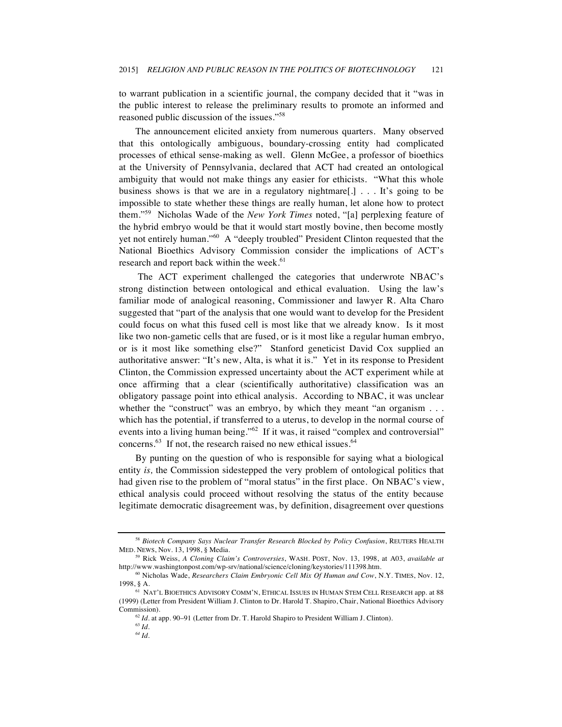to warrant publication in a scientific journal, the company decided that it "was in the public interest to release the preliminary results to promote an informed and reasoned public discussion of the issues."[58]

The announcement elicited anxiety from numerous quarters. Many observed that this ontologically ambiguous, boundary-crossing entity had complicated processes of ethical sense-making as well. Glenn McGee, a professor of bioethics at the University of Pennsylvania, declared that ACT had created an ontological ambiguity that would not make things any easier for ethicists. "What this whole business shows is that we are in a regulatory nightmare[.] . . . It's going to be impossible to state whether these things are really human, let alone how to protect them."[59] Nicholas Wade of the *New York Times* noted, "[a] perplexing feature of the hybrid embryo would be that it would start mostly bovine, then become mostly yet not entirely human."[60] A "deeply troubled" President Clinton requested that the National Bioethics Advisory Commission consider the implications of ACT's research and report back within the week.[61]

The ACT experiment challenged the categories that underwrote NBAC's strong distinction between ontological and ethical evaluation. Using the law's familiar mode of analogical reasoning, Commissioner and lawyer R. Alta Charo suggested that "part of the analysis that one would want to develop for the President could focus on what this fused cell is most like that we already know. Is it most like two non-gametic cells that are fused, or is it most like a regular human embryo, or is it most like something else?" Stanford geneticist David Cox supplied an authoritative answer: "It's new, Alta, is what it is." Yet in its response to President Clinton, the Commission expressed uncertainty about the ACT experiment while at once affirming that a clear (scientifically authoritative) classification was an obligatory passage point into ethical analysis. According to NBAC, it was unclear whether the "construct" was an embryo, by which they meant "an organism . . . which has the potential, if transferred to a uterus, to develop in the normal course of events into a living human being."[62] If it was, it raised "complex and controversial" concerns.[63] If not, the research raised no new ethical issues.[64]

By punting on the question of who is responsible for saying what a biological entity *is,* the Commission sidestepped the very problem of ontological politics that had given rise to the problem of "moral status" in the first place. On NBAC's view, ethical analysis could proceed without resolving the status of the entity because legitimate democratic disagreement was, by definition, disagreement over questions

---

[58] *Biotech Company Says Nuclear Transfer Research Blocked by Policy Confusion*, REUTERS HEALTH MED. NEWS, Nov. 13, 1998, § Media.

[59] Rick Weiss, *A Cloning Claim's Controversies*, WASH. POST, Nov. 13, 1998, at A03, *available at* http://www.washingtonpost.com/wp-srv/national/science/cloning/keystories/111398.htm.

[60] Nicholas Wade, *Researchers Claim Embryonic Cell Mix Of Human and Cow*, N.Y. TIMES, Nov. 12, 1998, § A.

[61] NAT'L BIOETHICS ADVISORY COMM'N, ETHICAL ISSUES IN HUMAN STEM CELL RESEARCH app. at 88 (1999) (Letter from President William J. Clinton to Dr. Harold T. Shapiro, Chair, National Bioethics Advisory Commission).

[62] *Id*. at app. 90–91 (Letter from Dr. T. Harold Shapiro to President William J. Clinton).

[63] *Id*.

[64] *Id*.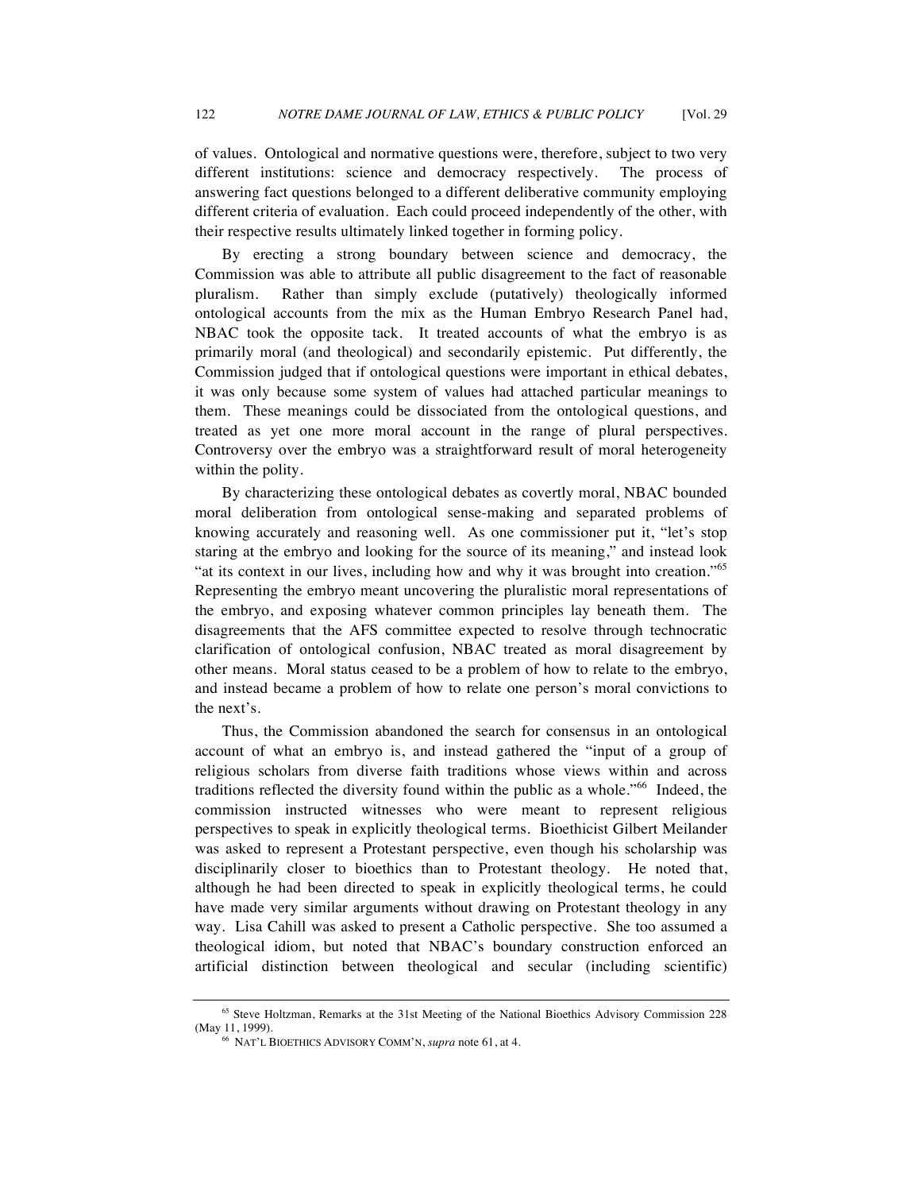of values. Ontological and normative questions were, therefore, subject to two very different institutions: science and democracy respectively. The process of answering fact questions belonged to a different deliberative community employing different criteria of evaluation. Each could proceed independently of the other, with their respective results ultimately linked together in forming policy.

By erecting a strong boundary between science and democracy, the Commission was able to attribute all public disagreement to the fact of reasonable pluralism. Rather than simply exclude (putatively) theologically informed ontological accounts from the mix as the Human Embryo Research Panel had, NBAC took the opposite tack. It treated accounts of what the embryo is as primarily moral (and theological) and secondarily epistemic. Put differently, the Commission judged that if ontological questions were important in ethical debates, it was only because some system of values had attached particular meanings to them. These meanings could be dissociated from the ontological questions, and treated as yet one more moral account in the range of plural perspectives. Controversy over the embryo was a straightforward result of moral heterogeneity within the polity.

By characterizing these ontological debates as covertly moral, NBAC bounded moral deliberation from ontological sense-making and separated problems of knowing accurately and reasoning well. As one commissioner put it, "let's stop staring at the embryo and looking for the source of its meaning," and instead look "at its context in our lives, including how and why it was brought into creation."[65] Representing the embryo meant uncovering the pluralistic moral representations of the embryo, and exposing whatever common principles lay beneath them. The disagreements that the AFS committee expected to resolve through technocratic clarification of ontological confusion, NBAC treated as moral disagreement by other means. Moral status ceased to be a problem of how to relate to the embryo, and instead became a problem of how to relate one person's moral convictions to the next's.

Thus, the Commission abandoned the search for consensus in an ontological account of what an embryo is, and instead gathered the "input of a group of religious scholars from diverse faith traditions whose views within and across traditions reflected the diversity found within the public as a whole."[66] Indeed, the commission instructed witnesses who were meant to represent religious perspectives to speak in explicitly theological terms. Bioethicist Gilbert Meilander was asked to represent a Protestant perspective, even though his scholarship was disciplinarily closer to bioethics than to Protestant theology. He noted that, although he had been directed to speak in explicitly theological terms, he could have made very similar arguments without drawing on Protestant theology in any way. Lisa Cahill was asked to present a Catholic perspective. She too assumed a theological idiom, but noted that NBAC's boundary construction enforced an artificial distinction between theological and secular (including scientific)

---

[65] Steve Holtzman, Remarks at the 31st Meeting of the National Bioethics Advisory Commission 228 (May 11, 1999).

[66] NAT'L BIOETHICS ADVISORY COMM'N, *supra* note 61, at 4.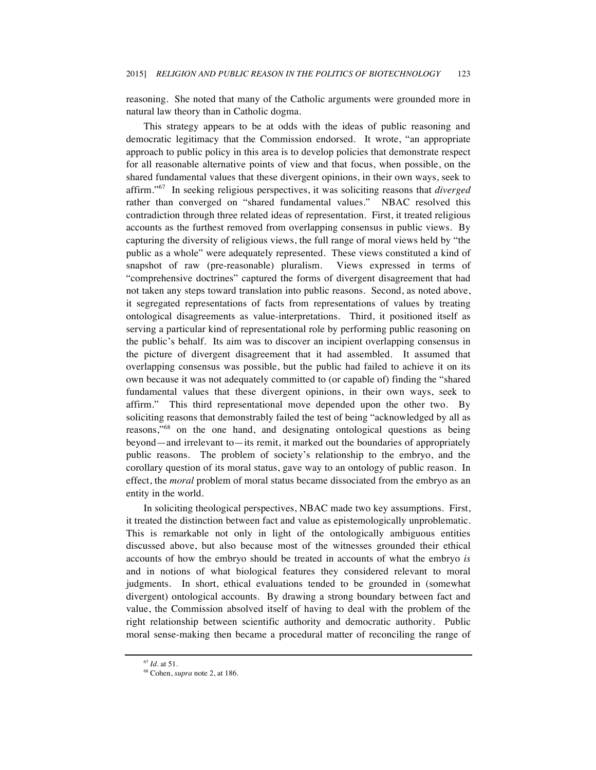reasoning. She noted that many of the Catholic arguments were grounded more in natural law theory than in Catholic dogma.

This strategy appears to be at odds with the ideas of public reasoning and democratic legitimacy that the Commission endorsed. It wrote, "an appropriate approach to public policy in this area is to develop policies that demonstrate respect for all reasonable alternative points of view and that focus, when possible, on the shared fundamental values that these divergent opinions, in their own ways, seek to affirm."[67] In seeking religious perspectives, it was soliciting reasons that *diverged* rather than converged on "shared fundamental values." NBAC resolved this contradiction through three related ideas of representation. First, it treated religious accounts as the furthest removed from overlapping consensus in public views. By capturing the diversity of religious views, the full range of moral views held by "the public as a whole" were adequately represented. These views constituted a kind of snapshot of raw (pre-reasonable) pluralism. Views expressed in terms of "comprehensive doctrines" captured the forms of divergent disagreement that had not taken any steps toward translation into public reasons. Second, as noted above, it segregated representations of facts from representations of values by treating ontological disagreements as value-interpretations. Third, it positioned itself as serving a particular kind of representational role by performing public reasoning on the public's behalf. Its aim was to discover an incipient overlapping consensus in the picture of divergent disagreement that it had assembled. It assumed that overlapping consensus was possible, but the public had failed to achieve it on its own because it was not adequately committed to (or capable of) finding the "shared fundamental values that these divergent opinions, in their own ways, seek to affirm." This third representational move depended upon the other two. By soliciting reasons that demonstrably failed the test of being "acknowledged by all as reasons,"[68] on the one hand, and designating ontological questions as being beyond—and irrelevant to—its remit, it marked out the boundaries of appropriately public reasons. The problem of society's relationship to the embryo, and the corollary question of its moral status, gave way to an ontology of public reason. In effect, the *moral* problem of moral status became dissociated from the embryo as an entity in the world.

In soliciting theological perspectives, NBAC made two key assumptions. First, it treated the distinction between fact and value as epistemologically unproblematic. This is remarkable not only in light of the ontologically ambiguous entities discussed above, but also because most of the witnesses grounded their ethical accounts of how the embryo should be treated in accounts of what the embryo *is* and in notions of what biological features they considered relevant to moral judgments. In short, ethical evaluations tended to be grounded in (somewhat divergent) ontological accounts. By drawing a strong boundary between fact and value, the Commission absolved itself of having to deal with the problem of the right relationship between scientific authority and democratic authority. Public moral sense-making then became a procedural matter of reconciling the range of

---

[67] *Id*. at 51.

[68] Cohen, *supra* note 2, at 186.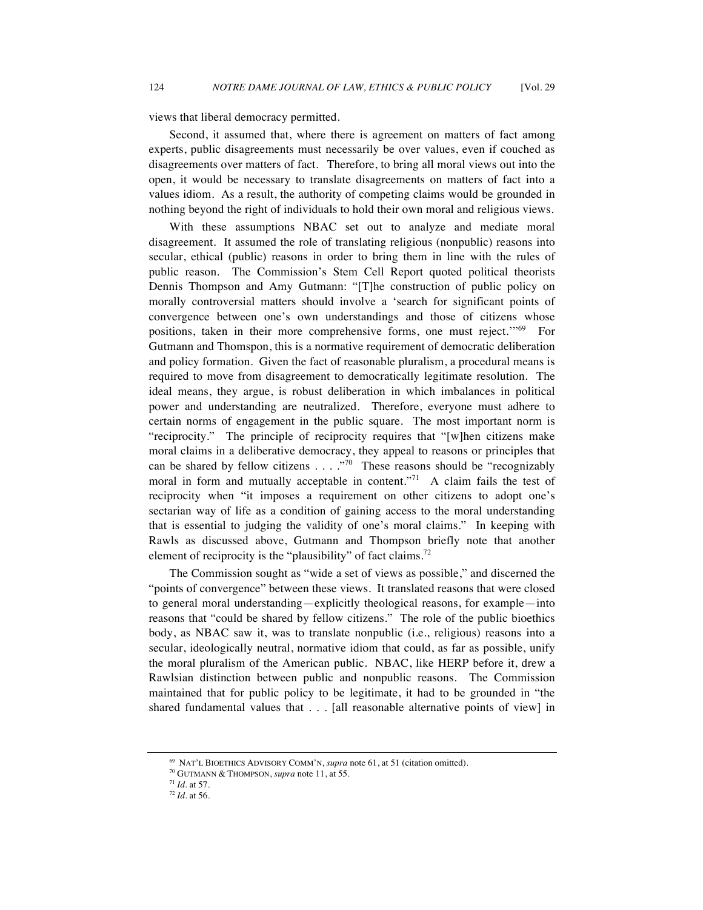views that liberal democracy permitted.

Second, it assumed that, where there is agreement on matters of fact among experts, public disagreements must necessarily be over values, even if couched as disagreements over matters of fact. Therefore, to bring all moral views out into the open, it would be necessary to translate disagreements on matters of fact into a values idiom. As a result, the authority of competing claims would be grounded in nothing beyond the right of individuals to hold their own moral and religious views.

With these assumptions NBAC set out to analyze and mediate moral disagreement. It assumed the role of translating religious (nonpublic) reasons into secular, ethical (public) reasons in order to bring them in line with the rules of public reason. The Commission's Stem Cell Report quoted political theorists Dennis Thompson and Amy Gutmann: "[T]he construction of public policy on morally controversial matters should involve a 'search for significant points of convergence between one's own understandings and those of citizens whose positions, taken in their more comprehensive forms, one must reject.'"[69] For Gutmann and Thomspon, this is a normative requirement of democratic deliberation and policy formation. Given the fact of reasonable pluralism, a procedural means is required to move from disagreement to democratically legitimate resolution. The ideal means, they argue, is robust deliberation in which imbalances in political power and understanding are neutralized. Therefore, everyone must adhere to certain norms of engagement in the public square. The most important norm is "reciprocity." The principle of reciprocity requires that "[w]hen citizens make moral claims in a deliberative democracy, they appeal to reasons or principles that can be shared by fellow citizens . . . ."[70] These reasons should be "recognizably moral in form and mutually acceptable in content."[71] A claim fails the test of reciprocity when "it imposes a requirement on other citizens to adopt one's sectarian way of life as a condition of gaining access to the moral understanding that is essential to judging the validity of one's moral claims." In keeping with Rawls as discussed above, Gutmann and Thompson briefly note that another element of reciprocity is the "plausibility" of fact claims.[72]

The Commission sought as "wide a set of views as possible," and discerned the "points of convergence" between these views. It translated reasons that were closed to general moral understanding—explicitly theological reasons, for example—into reasons that "could be shared by fellow citizens." The role of the public bioethics body, as NBAC saw it, was to translate nonpublic (i.e., religious) reasons into a secular, ideologically neutral, normative idiom that could, as far as possible, unify the moral pluralism of the American public. NBAC, like HERP before it, drew a Rawlsian distinction between public and nonpublic reasons. The Commission maintained that for public policy to be legitimate, it had to be grounded in "the shared fundamental values that . . . [all reasonable alternative points of view] in

---

[69] NAT'L BIOETHICS ADVISORY COMM'N, *supra* note 61, at 51 (citation omitted).

[70] GUTMANN & THOMPSON, *supra* note 11, at 55.

[71] *Id.* at 57.

[72] *Id.* at 56.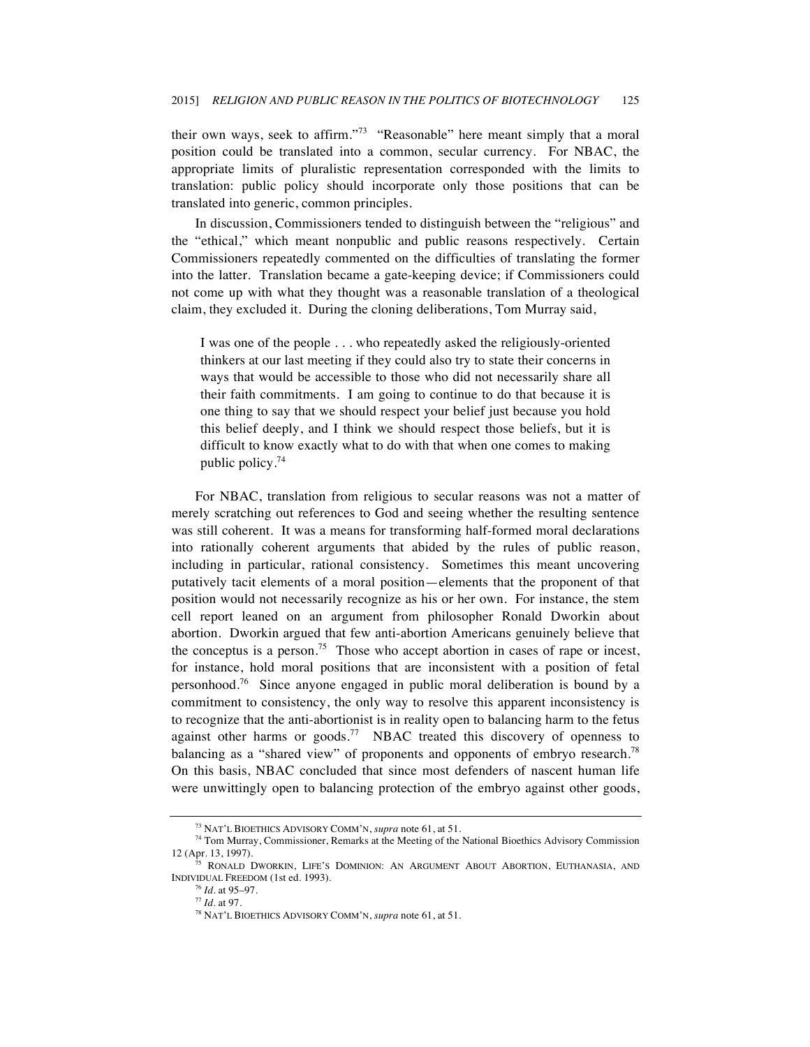their own ways, seek to affirm."[73] "Reasonable" here meant simply that a moral position could be translated into a common, secular currency. For NBAC, the appropriate limits of pluralistic representation corresponded with the limits to translation: public policy should incorporate only those positions that can be translated into generic, common principles.

In discussion, Commissioners tended to distinguish between the "religious" and the "ethical," which meant nonpublic and public reasons respectively. Certain Commissioners repeatedly commented on the difficulties of translating the former into the latter. Translation became a gate-keeping device; if Commissioners could not come up with what they thought was a reasonable translation of a theological claim, they excluded it. During the cloning deliberations, Tom Murray said,

> I was one of the people . . . who repeatedly asked the religiously-oriented thinkers at our last meeting if they could also try to state their concerns in ways that would be accessible to those who did not necessarily share all their faith commitments. I am going to continue to do that because it is one thing to say that we should respect your belief just because you hold this belief deeply, and I think we should respect those beliefs, but it is difficult to know exactly what to do with that when one comes to making public policy.[74]

For NBAC, translation from religious to secular reasons was not a matter of merely scratching out references to God and seeing whether the resulting sentence was still coherent. It was a means for transforming half-formed moral declarations into rationally coherent arguments that abided by the rules of public reason, including in particular, rational consistency. Sometimes this meant uncovering putatively tacit elements of a moral position—elements that the proponent of that position would not necessarily recognize as his or her own. For instance, the stem cell report leaned on an argument from philosopher Ronald Dworkin about abortion. Dworkin argued that few anti-abortion Americans genuinely believe that the conceptus is a person.[75] Those who accept abortion in cases of rape or incest, for instance, hold moral positions that are inconsistent with a position of fetal personhood.[76] Since anyone engaged in public moral deliberation is bound by a commitment to consistency, the only way to resolve this apparent inconsistency is to recognize that the anti-abortionist is in reality open to balancing harm to the fetus against other harms or goods.[77] NBAC treated this discovery of openness to balancing as a "shared view" of proponents and opponents of embryo research.[78] On this basis, NBAC concluded that since most defenders of nascent human life were unwittingly open to balancing protection of the embryo against other goods,

[73] NAT'L BIOETHICS ADVISORY COMM'N, *supra* note 61, at 51.

[74] Tom Murray, Commissioner, Remarks at the Meeting of the National Bioethics Advisory Commission 12 (Apr. 13, 1997).

[75] RONALD DWORKIN, LIFE'S DOMINION: AN ARGUMENT ABOUT ABORTION, EUTHANASIA, AND INDIVIDUAL FREEDOM (1st ed. 1993).

[76] *Id*. at 95–97.

[77] *Id*. at 97.

[78] NAT'L BIOETHICS ADVISORY COMM'N, *supra* note 61, at 51.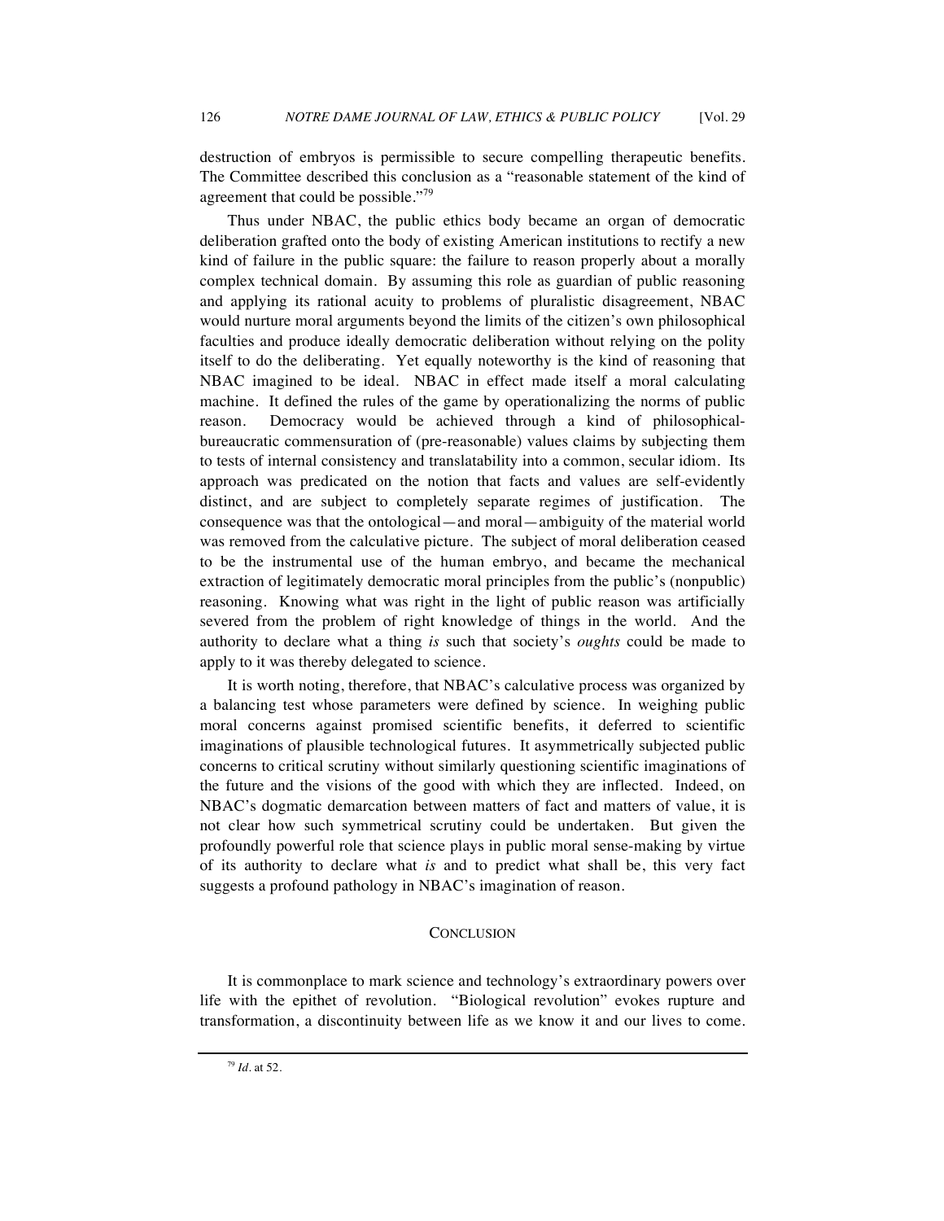destruction of embryos is permissible to secure compelling therapeutic benefits. The Committee described this conclusion as a "reasonable statement of the kind of agreement that could be possible."[79]

Thus under NBAC, the public ethics body became an organ of democratic deliberation grafted onto the body of existing American institutions to rectify a new kind of failure in the public square: the failure to reason properly about a morally complex technical domain. By assuming this role as guardian of public reasoning and applying its rational acuity to problems of pluralistic disagreement, NBAC would nurture moral arguments beyond the limits of the citizen's own philosophical faculties and produce ideally democratic deliberation without relying on the polity itself to do the deliberating. Yet equally noteworthy is the kind of reasoning that NBAC imagined to be ideal. NBAC in effect made itself a moral calculating machine. It defined the rules of the game by operationalizing the norms of public reason. Democracy would be achieved through a kind of philosophical-bureaucratic commensuration of (pre-reasonable) values claims by subjecting them to tests of internal consistency and translatability into a common, secular idiom. Its approach was predicated on the notion that facts and values are self-evidently distinct, and are subject to completely separate regimes of justification. The consequence was that the ontological—and moral—ambiguity of the material world was removed from the calculative picture. The subject of moral deliberation ceased to be the instrumental use of the human embryo, and became the mechanical extraction of legitimately democratic moral principles from the public's (nonpublic) reasoning. Knowing what was right in the light of public reason was artificially severed from the problem of right knowledge of things in the world. And the authority to declare what a thing *is* such that society's *oughts* could be made to apply to it was thereby delegated to science.

It is worth noting, therefore, that NBAC's calculative process was organized by a balancing test whose parameters were defined by science. In weighing public moral concerns against promised scientific benefits, it deferred to scientific imaginations of plausible technological futures. It asymmetrically subjected public concerns to critical scrutiny without similarly questioning scientific imaginations of the future and the visions of the good with which they are inflected. Indeed, on NBAC's dogmatic demarcation between matters of fact and matters of value, it is not clear how such symmetrical scrutiny could be undertaken. But given the profoundly powerful role that science plays in public moral sense-making by virtue of its authority to declare what *is* and to predict what shall be, this very fact suggests a profound pathology in NBAC's imagination of reason.

## Conclusion

It is commonplace to mark science and technology's extraordinary powers over life with the epithet of revolution. "Biological revolution" evokes rupture and transformation, a discontinuity between life as we know it and our lives to come.

---

[79] *Id.* at 52.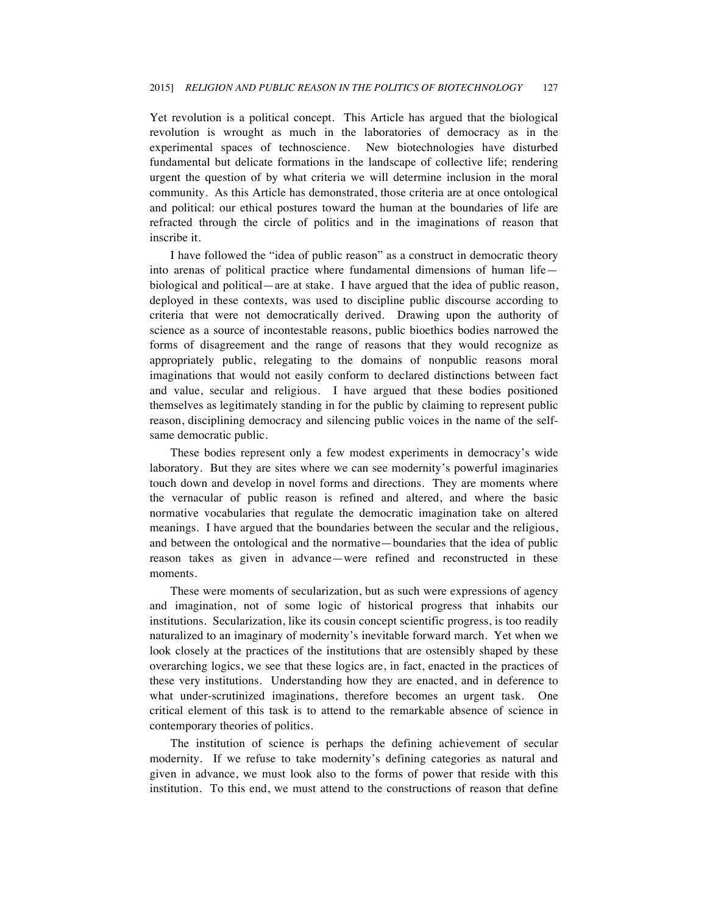Yet revolution is a political concept. This Article has argued that the biological revolution is wrought as much in the laboratories of democracy as in the experimental spaces of technoscience. New biotechnologies have disturbed fundamental but delicate formations in the landscape of collective life; rendering urgent the question of by what criteria we will determine inclusion in the moral community. As this Article has demonstrated, those criteria are at once ontological and political: our ethical postures toward the human at the boundaries of life are refracted through the circle of politics and in the imaginations of reason that inscribe it.

I have followed the "idea of public reason" as a construct in democratic theory into arenas of political practice where fundamental dimensions of human life—biological and political—are at stake. I have argued that the idea of public reason, deployed in these contexts, was used to discipline public discourse according to criteria that were not democratically derived. Drawing upon the authority of science as a source of incontestable reasons, public bioethics bodies narrowed the forms of disagreement and the range of reasons that they would recognize as appropriately public, relegating to the domains of nonpublic reasons moral imaginations that would not easily conform to declared distinctions between fact and value, secular and religious. I have argued that these bodies positioned themselves as legitimately standing in for the public by claiming to represent public reason, disciplining democracy and silencing public voices in the name of the self-same democratic public.

These bodies represent only a few modest experiments in democracy's wide laboratory. But they are sites where we can see modernity's powerful imaginaries touch down and develop in novel forms and directions. They are moments where the vernacular of public reason is refined and altered, and where the basic normative vocabularies that regulate the democratic imagination take on altered meanings. I have argued that the boundaries between the secular and the religious, and between the ontological and the normative—boundaries that the idea of public reason takes as given in advance—were refined and reconstructed in these moments.

These were moments of secularization, but as such were expressions of agency and imagination, not of some logic of historical progress that inhabits our institutions. Secularization, like its cousin concept scientific progress, is too readily naturalized to an imaginary of modernity's inevitable forward march. Yet when we look closely at the practices of the institutions that are ostensibly shaped by these overarching logics, we see that these logics are, in fact, enacted in the practices of these very institutions. Understanding how they are enacted, and in deference to what under-scrutinized imaginations, therefore becomes an urgent task. One critical element of this task is to attend to the remarkable absence of science in contemporary theories of politics.

The institution of science is perhaps the defining achievement of secular modernity. If we refuse to take modernity's defining categories as natural and given in advance, we must look also to the forms of power that reside with this institution. To this end, we must attend to the constructions of reason that define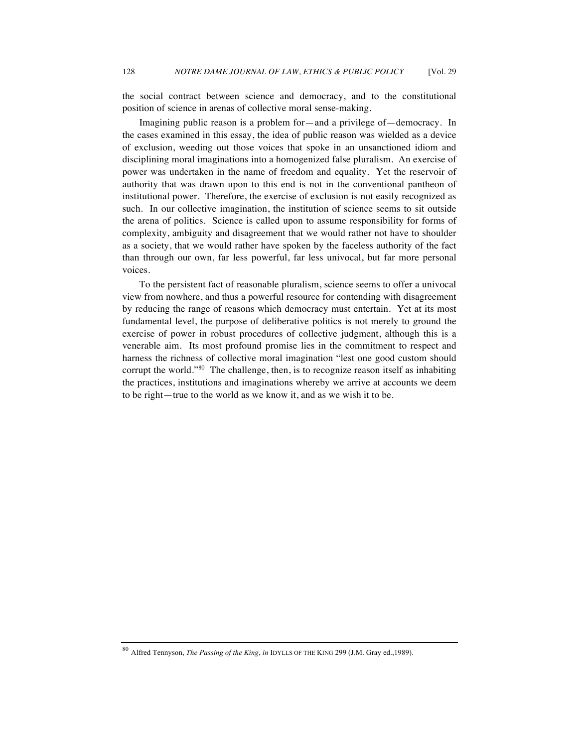the social contract between science and democracy, and to the constitutional position of science in arenas of collective moral sense-making.

Imagining public reason is a problem for—and a privilege of—democracy. In the cases examined in this essay, the idea of public reason was wielded as a device of exclusion, weeding out those voices that spoke in an unsanctioned idiom and disciplining moral imaginations into a homogenized false pluralism. An exercise of power was undertaken in the name of freedom and equality. Yet the reservoir of authority that was drawn upon to this end is not in the conventional pantheon of institutional power. Therefore, the exercise of exclusion is not easily recognized as such. In our collective imagination, the institution of science seems to sit outside the arena of politics. Science is called upon to assume responsibility for forms of complexity, ambiguity and disagreement that we would rather not have to shoulder as a society, that we would rather have spoken by the faceless authority of the fact than through our own, far less powerful, far less univocal, but far more personal voices.

To the persistent fact of reasonable pluralism, science seems to offer a univocal view from nowhere, and thus a powerful resource for contending with disagreement by reducing the range of reasons which democracy must entertain. Yet at its most fundamental level, the purpose of deliberative politics is not merely to ground the exercise of power in robust procedures of collective judgment, although this is a venerable aim. Its most profound promise lies in the commitment to respect and harness the richness of collective moral imagination "lest one good custom should corrupt the world."[80] The challenge, then, is to recognize reason itself as inhabiting the practices, institutions and imaginations whereby we arrive at accounts we deem to be right—true to the world as we know it, and as we wish it to be.

---

[80] Alfred Tennyson, *The Passing of the King*, *in* IDYLLS OF THE KING 299 (J.M. Gray ed.,1989).